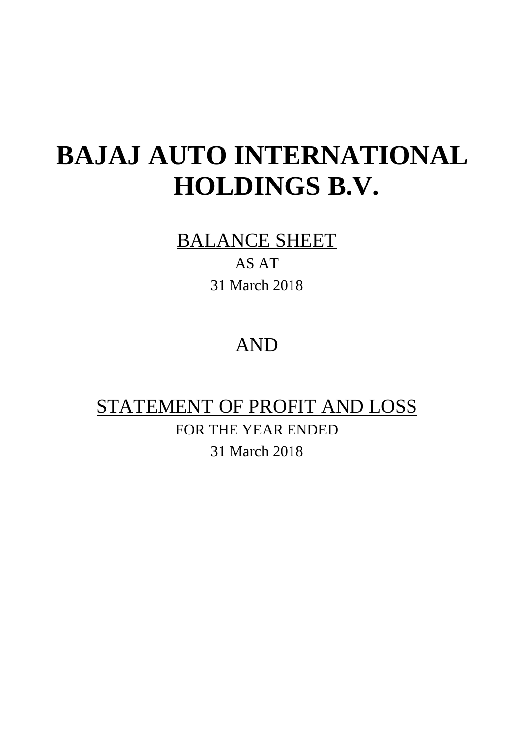# BAJAJ AUTO INTERNATIONAL HOLDINGS B.V.

## BALANCE SHEET

AS AT

31 March 2018

AND

## STATEMENT OF PROFIT AND LOSS

FOR THE YEAR ENDED

31 March 2018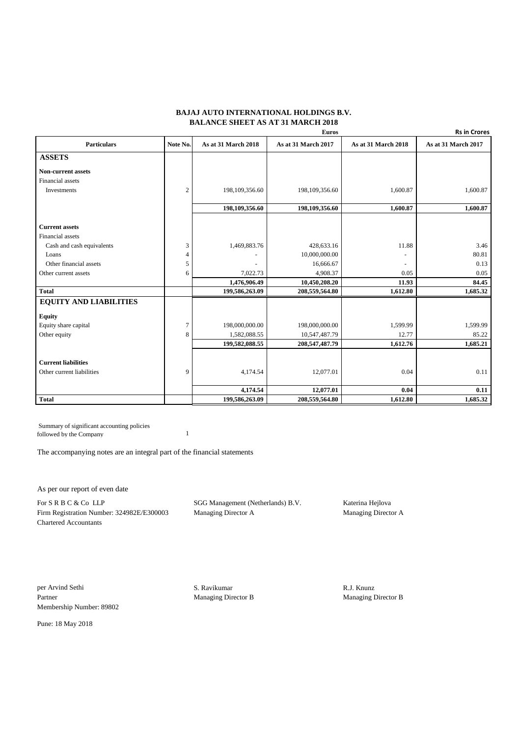# BAJAJ AUTO INTERNATIONAL HOLDINGS B.V.
## BALANCE SHEET AS AT 31 MARCH 2018

| Particulars | Note No. | Euros | | Rs in Crores | |
|---|---|---|---|---|---|
| | | As at 31 March 2018 | As at 31 March 2017 | As at 31 March 2018 | As at 31 March 2017 |
| **ASSETS** | | | | | |
| **Non-current assets** | | | | | |
| Financial assets | | | | | |
| Investments | 2 | 198,109,356.60 | 198,109,356.60 | 1,600.87 | 1,600.87 |
| | | **198,109,356.60** | **198,109,356.60** | **1,600.87** | **1,600.87** |
| **Current assets** | | | | | |
| Financial assets | | | | | |
| Cash and cash equivalents | 3 | 1,469,883.76 | 428,633.16 | 11.88 | 3.46 |
| Loans | 4 | - | 10,000,000.00 | - | 80.81 |
| Other financial assets | 5 | - | 16,666.67 | - | 0.13 |
| Other current assets | 6 | 7,022.73 | 4,908.37 | 0.05 | 0.05 |
| | | **1,476,906.49** | **10,450,208.20** | **11.93** | **84.45** |
| **Total** | | **199,586,263.09** | **208,559,564.80** | **1,612.80** | **1,685.32** |
| **EQUITY AND LIABILITIES** | | | | | |
| **Equity** | | | | | |
| Equity share capital | 7 | 198,000,000.00 | 198,000,000.00 | 1,599.99 | 1,599.99 |
| Other equity | 8 | 1,582,088.55 | 10,547,487.79 | 12.77 | 85.22 |
| | | **199,582,088.55** | **208,547,487.79** | **1,612.76** | **1,685.21** |
| **Current liabilities** | | | | | |
| Other current liabilities | 9 | 4,174.54 | 12,077.01 | 0.04 | 0.11 |
| | | **4,174.54** | **12,077.01** | **0.04** | **0.11** |
| **Total** | | **199,586,263.09** | **208,559,564.80** | **1,612.80** | **1,685.32** |

Summary of significant accounting policies followed by the Company — 1

The accompanying notes are an integral part of the financial statements

As per our report of even date

For S R B C & Co LLP
Firm Registration Number: 324982E/E300003
Chartered Accountants

SGG Management (Netherlands) B.V.
Managing Director A

Katerina Hejlova
Managing Director A

per Arvind Sethi
Partner
Membership Number: 89802

S. Ravikumar
Managing Director B

R.J. Knunz
Managing Director B

Pune: 18 May 2018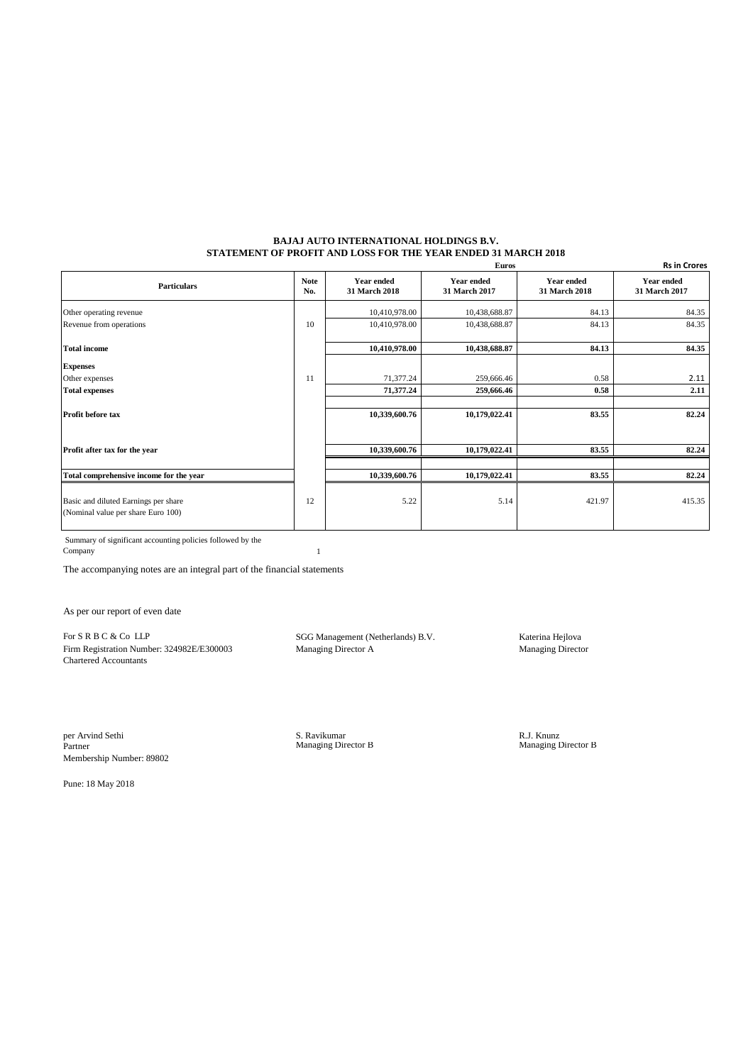# BAJAJ AUTO INTERNATIONAL HOLDINGS B.V.

## STATEMENT OF PROFIT AND LOSS FOR THE YEAR ENDED 31 MARCH 2018

| Particulars | Note No. | Euros | | Rs in Crores | |
|---|---|---|---|---|---|
| | | **Year ended 31 March 2018** | **Year ended 31 March 2017** | **Year ended 31 March 2018** | **Year ended 31 March 2017** |
| Other operating revenue | | 10,410,978.00 | 10,438,688.87 | 84.13 | 84.35 |
| Revenue from operations | 10 | 10,410,978.00 | 10,438,688.87 | 84.13 | 84.35 |
| **Total income** | | **10,410,978.00** | **10,438,688.87** | **84.13** | **84.35** |
| **Expenses** | | | | | |
| Other expenses | 11 | 71,377.24 | 259,666.46 | 0.58 | 2.11 |
| **Total expenses** | | **71,377.24** | **259,666.46** | **0.58** | **2.11** |
| **Profit before tax** | | **10,339,600.76** | **10,179,022.41** | **83.55** | **82.24** |
| **Profit after tax for the year** | | **10,339,600.76** | **10,179,022.41** | **83.55** | **82.24** |
| **Total comprehensive income for the year** | | **10,339,600.76** | **10,179,022.41** | **83.55** | **82.24** |
| Basic and diluted Earnings per share (Nominal value per share Euro 100) | 12 | 5.22 | 5.14 | 421.97 | 415.35 |

Summary of significant accounting policies followed by the Company — 1

The accompanying notes are an integral part of the financial statements

As per our report of even date

For S R B C & Co LLP
Firm Registration Number: 324982E/E300003
Chartered Accountants

SGG Management (Netherlands) B.V.
Managing Director A

Katerina Hejlova
Managing Director

per Arvind Sethi
Partner
Membership Number: 89802

S. Ravikumar
Managing Director B

R.J. Knunz
Managing Director B

Pune: 18 May 2018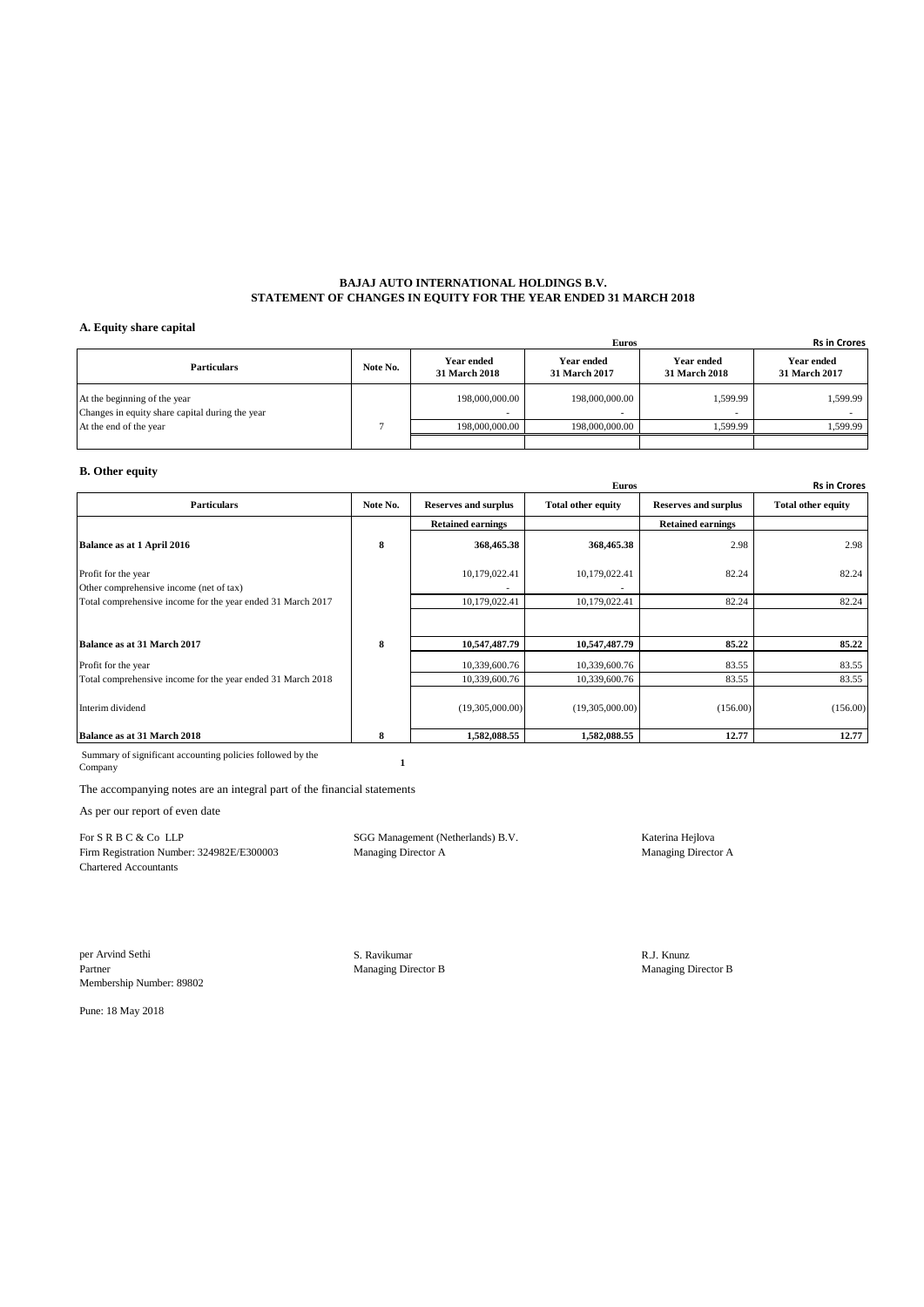**BAJAJ AUTO INTERNATIONAL HOLDINGS B.V.**
**STATEMENT OF CHANGES IN EQUITY FOR THE YEAR ENDED 31 MARCH 2018**

### A. Equity share capital

| | | Euros | | Rs in Crores | |
|---|---|---|---|---|---|
| **Particulars** | **Note No.** | **Year ended 31 March 2018** | **Year ended 31 March 2017** | **Year ended 31 March 2018** | **Year ended 31 March 2017** |
| At the beginning of the year | | 198,000,000.00 | 198,000,000.00 | 1,599.99 | 1,599.99 |
| Changes in equity share capital during the year | | - | - | - | - |
| At the end of the year | 7 | 198,000,000.00 | 198,000,000.00 | 1,599.99 | 1,599.99 |

### B. Other equity

| | | Euros | | Rs in Crores | |
|---|---|---|---|---|---|
| **Particulars** | **Note No.** | **Reserves and surplus** | **Total other equity** | **Reserves and surplus** | **Total other equity** |
| | | **Retained earnings** | | **Retained earnings** | |
| **Balance as at 1 April 2016** | **8** | **368,465.38** | **368,465.38** | 2.98 | 2.98 |
| Profit for the year | | 10,179,022.41 | 10,179,022.41 | 82.24 | 82.24 |
| Other comprehensive income (net of tax) | | - | - | | |
| Total comprehensive income for the year ended 31 March 2017 | | 10,179,022.41 | 10,179,022.41 | 82.24 | 82.24 |
| **Balance as at 31 March 2017** | **8** | **10,547,487.79** | **10,547,487.79** | **85.22** | **85.22** |
| Profit for the year | | 10,339,600.76 | 10,339,600.76 | 83.55 | 83.55 |
| Total comprehensive income for the year ended 31 March 2018 | | 10,339,600.76 | 10,339,600.76 | 83.55 | 83.55 |
| Interim dividend | | (19,305,000.00) | (19,305,000.00) | (156.00) | (156.00) |
| **Balance as at 31 March 2018** | **8** | **1,582,088.55** | **1,582,088.55** | **12.77** | **12.77** |

Summary of significant accounting policies followed by the Company **1**

The accompanying notes are an integral part of the financial statements

As per our report of even date

For S R B C & Co LLP
Firm Registration Number: 324982E/E300003
Chartered Accountants

SGG Management (Netherlands) B.V.
Managing Director A

Katerina Hejlova
Managing Director A

per Arvind Sethi
Partner
Membership Number: 89802

S. Ravikumar
Managing Director B

R.J. Knunz
Managing Director B

Pune: 18 May 2018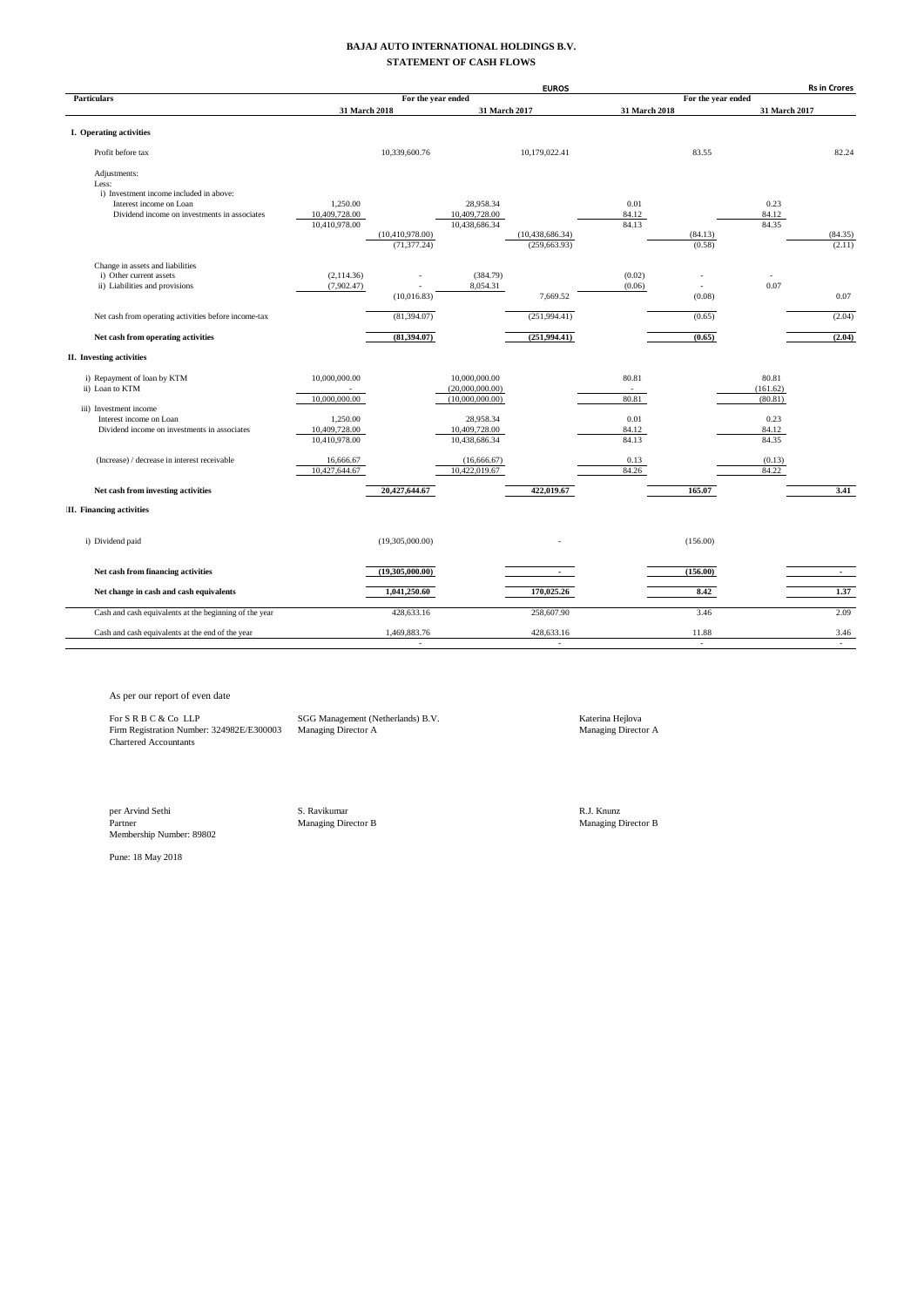# BAJAJ AUTO INTERNATIONAL HOLDINGS B.V.

## STATEMENT OF CASH FLOWS

| Particulars | EUROS | | | | Rs in Crores | | | |
|---|---|---|---|---|---|---|---|---|
| | For the year ended | | | | For the year ended | | | |
| | 31 March 2018 | | 31 March 2017 | | 31 March 2018 | | 31 March 2017 | |
| **I. Operating activities** | | | | | | | | |
| Profit before tax | | 10,339,600.76 | | 10,179,022.41 | | 83.55 | | 82.24 |
| Adjustments: | | | | | | | | |
| Less: | | | | | | | | |
| i) Investment income included in above: | | | | | | | | |
| Interest income on Loan | 1,250.00 | | 28,958.34 | | 0.01 | | 0.23 | |
| Dividend income on investments in associates | 10,409,728.00 | | 10,409,728.00 | | 84.12 | | 84.12 | |
| | 10,410,978.00 | | 10,438,686.34 | | 84.13 | | 84.35 | |
| | | (10,410,978.00) | | (10,438,686.34) | | (84.13) | | (84.35) |
| | | (71,377.24) | | (259,663.93) | | (0.58) | | (2.11) |
| Change in assets and liabilities | | | | | | | | |
| i) Other current assets | (2,114.36) | - | (384.79) | | (0.02) | - | - | |
| ii) Liabilities and provisions | (7,902.47) | - | 8,054.31 | | (0.06) | - | 0.07 | |
| | | (10,016.83) | | 7,669.52 | | (0.08) | | 0.07 |
| Net cash from operating activities before income-tax | | (81,394.07) | | (251,994.41) | | (0.65) | | (2.04) |
| **Net cash from operating activities** | | **(81,394.07)** | | **(251,994.41)** | | **(0.65)** | | **(2.04)** |
| **II. Investing activities** | | | | | | | | |
| i) Repayment of loan by KTM | 10,000,000.00 | | 10,000,000.00 | | 80.81 | | 80.81 | |
| ii) Loan to KTM | - | | (20,000,000.00) | | - | | (161.62) | |
| | 10,000,000.00 | | (10,000,000.00) | | 80.81 | | (80.81) | |
| iii) Investment income | | | | | | | | |
| Interest income on Loan | 1,250.00 | | 28,958.34 | | 0.01 | | 0.23 | |
| Dividend income on investments in associates | 10,409,728.00 | | 10,409,728.00 | | 84.12 | | 84.12 | |
| | 10,410,978.00 | | 10,438,686.34 | | 84.13 | | 84.35 | |
| (Increase) / decrease in interest receivable | 16,666.67 | | (16,666.67) | | 0.13 | | (0.13) | |
| | 10,427,644.67 | | 10,422,019.67 | | 84.26 | | 84.22 | |
| **Net cash from investing activities** | | **20,427,644.67** | | **422,019.67** | | **165.07** | | **3.41** |
| **III. Financing activities** | | | | | | | | |
| i) Dividend paid | | (19,305,000.00) | | - | | (156.00) | | |
| **Net cash from financing activities** | | **(19,305,000.00)** | | **-** | | **(156.00)** | | **-** |
| **Net change in cash and cash equivalents** | | **1,041,250.60** | | **170,025.26** | | **8.42** | | **1.37** |
| Cash and cash equivalents at the beginning of the year | | 428,633.16 | | 258,607.90 | | 3.46 | | 2.09 |
| Cash and cash equivalents at the end of the year | | 1,469,883.76 | | 428,633.16 | | 11.88 | | 3.46 |
| | | - | | - | | - | | - |

As per our report of even date

For S R B C & Co LLP
Firm Registration Number: 324982E/E300003
Chartered Accountants

SGG Management (Netherlands) B.V.
Managing Director A

Katerina Hejlova
Managing Director A

per Arvind Sethi
Partner
Membership Number: 89802

S. Ravikumar
Managing Director B

R.J. Knunz
Managing Director B

Pune: 18 May 2018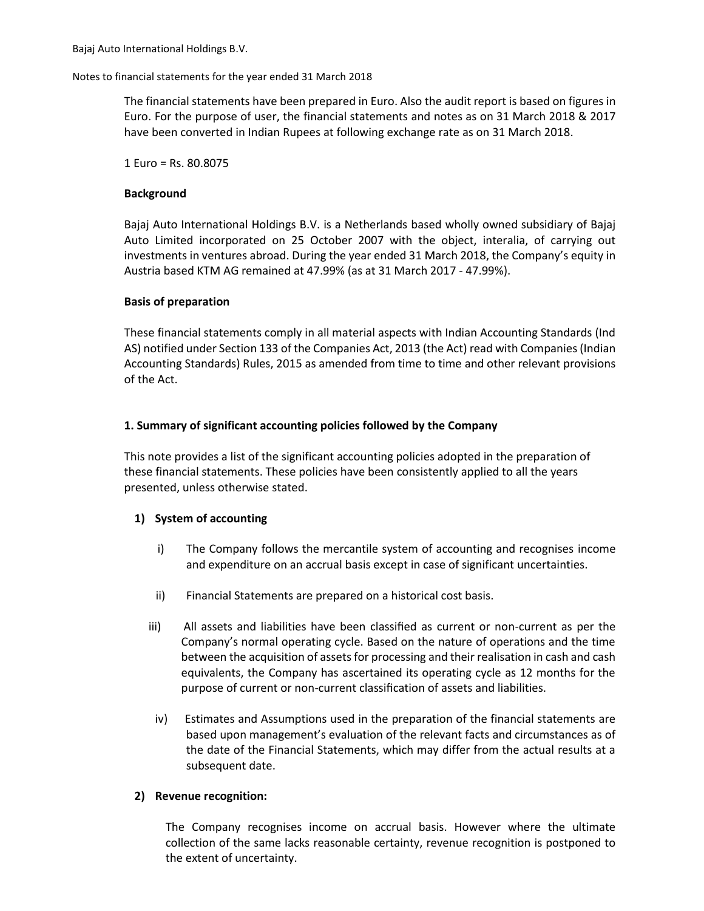The financial statements have been prepared in Euro. Also the audit report is based on figures in Euro. For the purpose of user, the financial statements and notes as on 31 March 2018 & 2017 have been converted in Indian Rupees at following exchange rate as on 31 March 2018.

1 Euro = Rs. 80.8075

**Background**

Bajaj Auto International Holdings B.V. is a Netherlands based wholly owned subsidiary of Bajaj Auto Limited incorporated on 25 October 2007 with the object, interalia, of carrying out investments in ventures abroad. During the year ended 31 March 2018, the Company's equity in Austria based KTM AG remained at 47.99% (as at 31 March 2017 - 47.99%).

**Basis of preparation**

These financial statements comply in all material aspects with Indian Accounting Standards (Ind AS) notified under Section 133 of the Companies Act, 2013 (the Act) read with Companies (Indian Accounting Standards) Rules, 2015 as amended from time to time and other relevant provisions of the Act.

**1. Summary of significant accounting policies followed by the Company**

This note provides a list of the significant accounting policies adopted in the preparation of these financial statements. These policies have been consistently applied to all the years presented, unless otherwise stated.

**1) System of accounting**

i) The Company follows the mercantile system of accounting and recognises income and expenditure on an accrual basis except in case of significant uncertainties.

ii) Financial Statements are prepared on a historical cost basis.

iii) All assets and liabilities have been classified as current or non-current as per the Company's normal operating cycle. Based on the nature of operations and the time between the acquisition of assets for processing and their realisation in cash and cash equivalents, the Company has ascertained its operating cycle as 12 months for the purpose of current or non-current classification of assets and liabilities.

iv) Estimates and Assumptions used in the preparation of the financial statements are based upon management's evaluation of the relevant facts and circumstances as of the date of the Financial Statements, which may differ from the actual results at a subsequent date.

**2) Revenue recognition:**

The Company recognises income on accrual basis. However where the ultimate collection of the same lacks reasonable certainty, revenue recognition is postponed to the extent of uncertainty.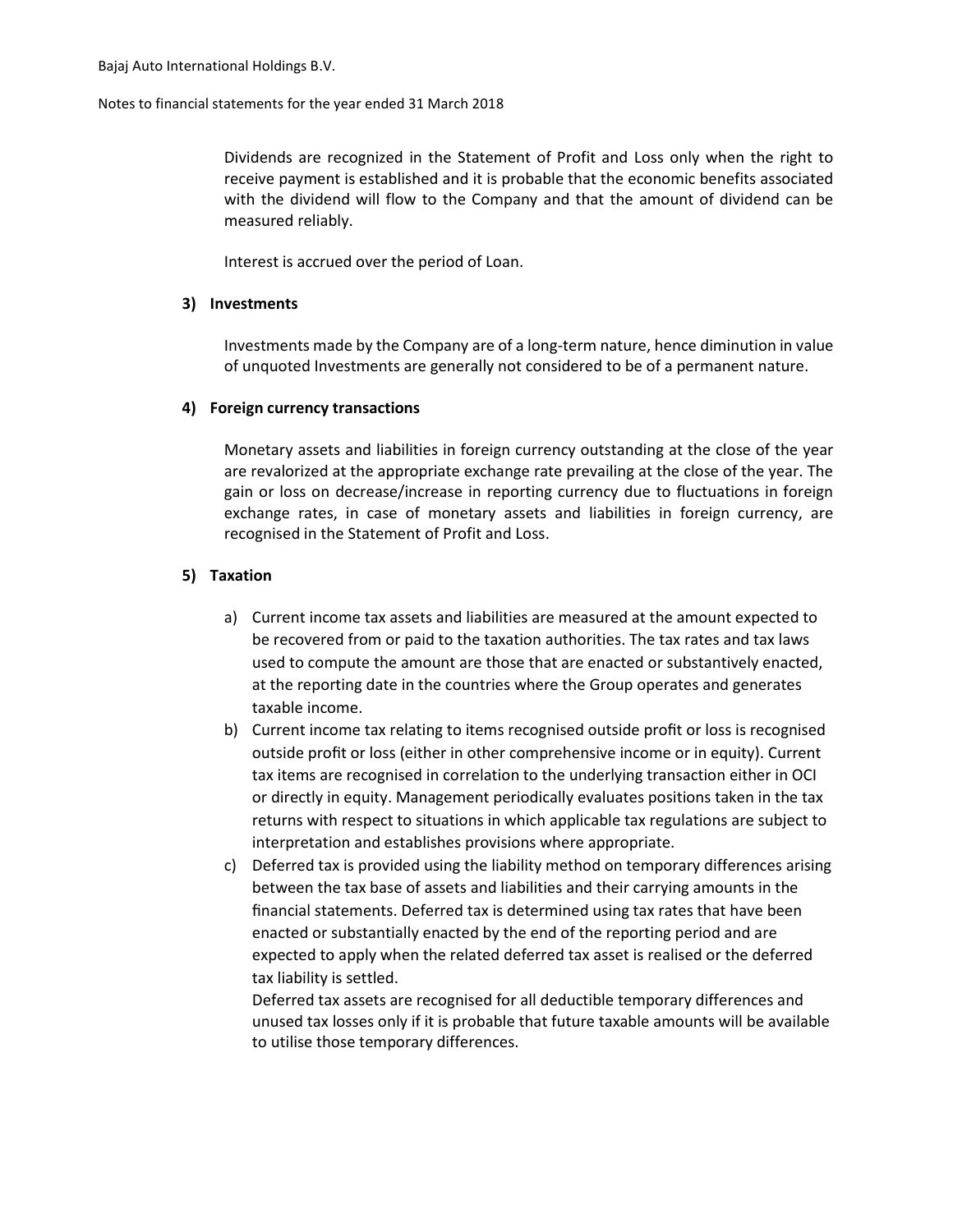Dividends are recognized in the Statement of Profit and Loss only when the right to receive payment is established and it is probable that the economic benefits associated with the dividend will flow to the Company and that the amount of dividend can be measured reliably.

Interest is accrued over the period of Loan.

### 3) Investments

Investments made by the Company are of a long-term nature, hence diminution in value of unquoted Investments are generally not considered to be of a permanent nature.

### 4) Foreign currency transactions

Monetary assets and liabilities in foreign currency outstanding at the close of the year are revalorized at the appropriate exchange rate prevailing at the close of the year. The gain or loss on decrease/increase in reporting currency due to fluctuations in foreign exchange rates, in case of monetary assets and liabilities in foreign currency, are recognised in the Statement of Profit and Loss.

### 5) Taxation

a) Current income tax assets and liabilities are measured at the amount expected to be recovered from or paid to the taxation authorities. The tax rates and tax laws used to compute the amount are those that are enacted or substantively enacted, at the reporting date in the countries where the Group operates and generates taxable income.

b) Current income tax relating to items recognised outside profit or loss is recognised outside profit or loss (either in other comprehensive income or in equity). Current tax items are recognised in correlation to the underlying transaction either in OCI or directly in equity. Management periodically evaluates positions taken in the tax returns with respect to situations in which applicable tax regulations are subject to interpretation and establishes provisions where appropriate.

c) Deferred tax is provided using the liability method on temporary differences arising between the tax base of assets and liabilities and their carrying amounts in the financial statements. Deferred tax is determined using tax rates that have been enacted or substantially enacted by the end of the reporting period and are expected to apply when the related deferred tax asset is realised or the deferred tax liability is settled.

   Deferred tax assets are recognised for all deductible temporary differences and unused tax losses only if it is probable that future taxable amounts will be available to utilise those temporary differences.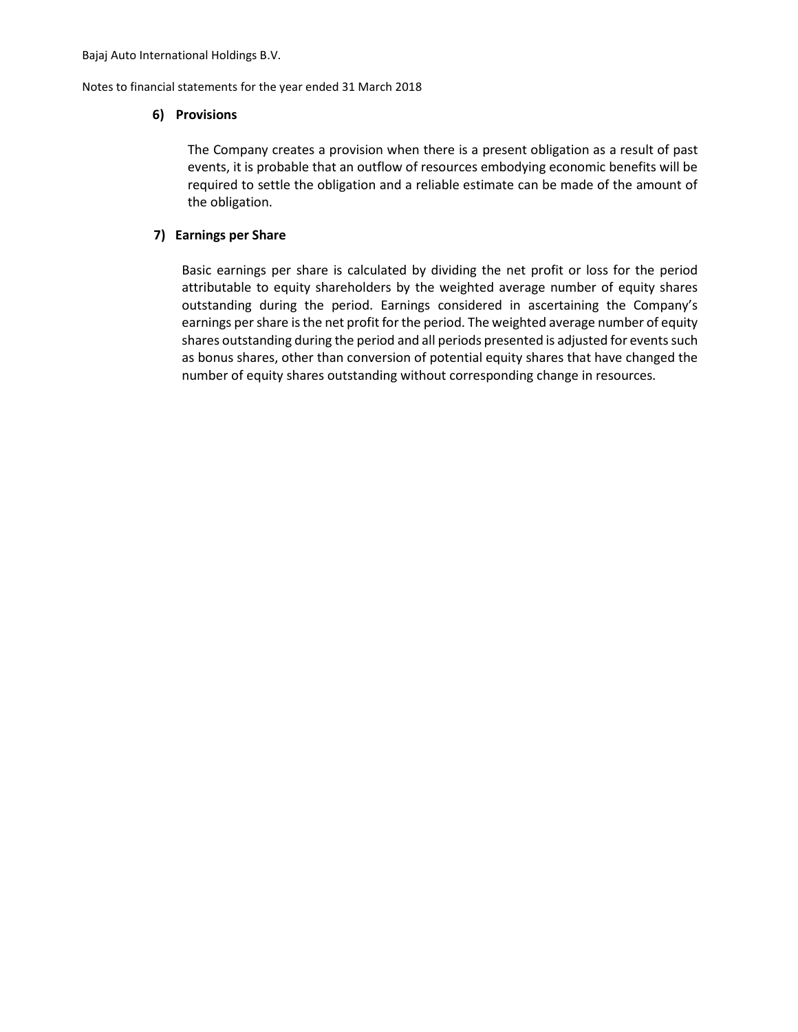#### 6) Provisions

The Company creates a provision when there is a present obligation as a result of past events, it is probable that an outflow of resources embodying economic benefits will be required to settle the obligation and a reliable estimate can be made of the amount of the obligation.

#### 7) Earnings per Share

Basic earnings per share is calculated by dividing the net profit or loss for the period attributable to equity shareholders by the weighted average number of equity shares outstanding during the period. Earnings considered in ascertaining the Company's earnings per share is the net profit for the period. The weighted average number of equity shares outstanding during the period and all periods presented is adjusted for events such as bonus shares, other than conversion of potential equity shares that have changed the number of equity shares outstanding without corresponding change in resources.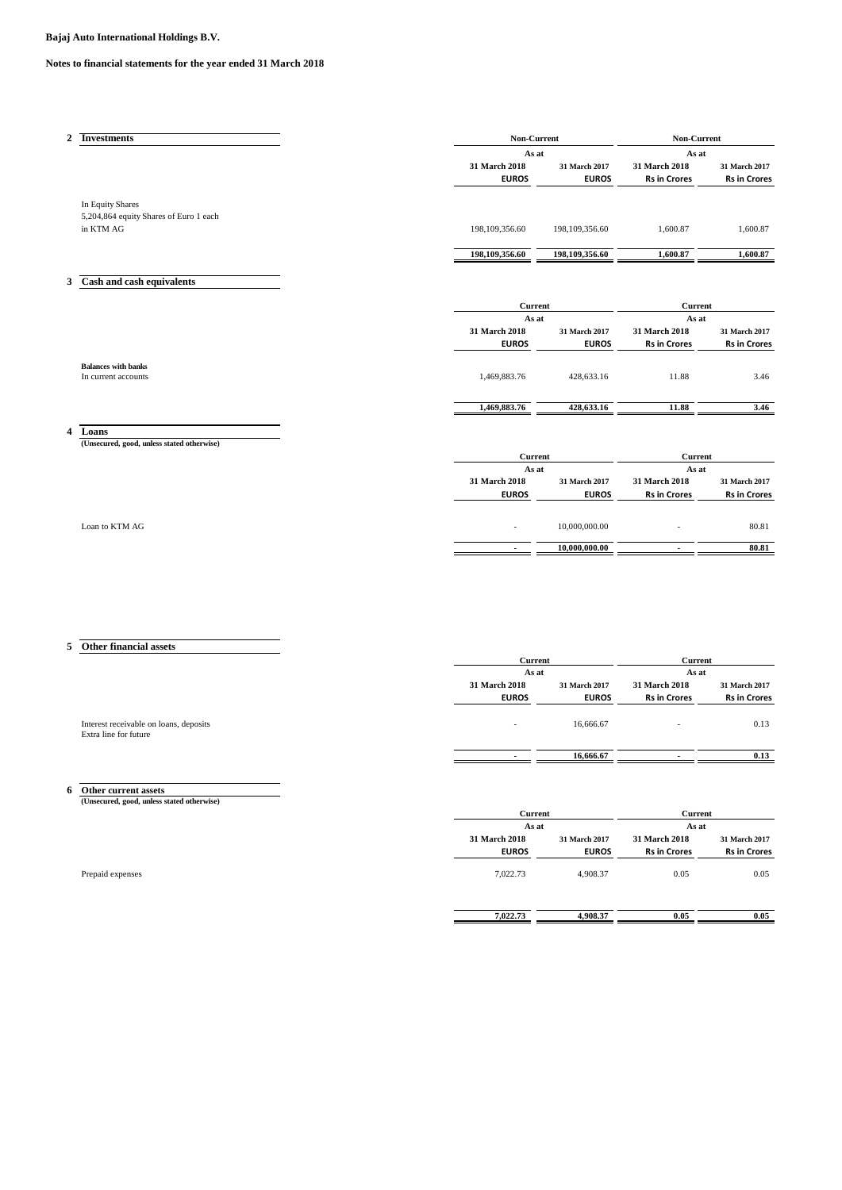**Bajaj Auto International Holdings B.V.**

**Notes to financial statements for the year ended 31 March 2018**

## 2 Investments

| | Non-Current | | Non-Current | |
|---|---|---|---|---|
| | As at | | As at | |
| | 31 March 2018 | 31 March 2017 | 31 March 2018 | 31 March 2017 |
| | EUROS | EUROS | Rs in Crores | Rs in Crores |
| In Equity Shares | | | | |
| 5,204,864 equity Shares of Euro 1 each in KTM AG | 198,109,356.60 | 198,109,356.60 | 1,600.87 | 1,600.87 |
| | **198,109,356.60** | **198,109,356.60** | **1,600.87** | **1,600.87** |

## 3 Cash and cash equivalents

| | Current | | Current | |
|---|---|---|---|---|
| | As at | | As at | |
| | 31 March 2018 | 31 March 2017 | 31 March 2018 | 31 March 2017 |
| | EUROS | EUROS | Rs in Crores | Rs in Crores |
| **Balances with banks** | | | | |
| In current accounts | 1,469,883.76 | 428,633.16 | 11.88 | 3.46 |
| | **1,469,883.76** | **428,633.16** | **11.88** | **3.46** |

## 4 Loans

**(Unsecured, good, unless stated otherwise)**

| | Current | | Current | |
|---|---|---|---|---|
| | As at | | As at | |
| | 31 March 2018 | 31 March 2017 | 31 March 2018 | 31 March 2017 |
| | EUROS | EUROS | Rs in Crores | Rs in Crores |
| Loan to KTM AG | - | 10,000,000.00 | - | 80.81 |
| | **-** | **10,000,000.00** | **-** | **80.81** |

## 5 Other financial assets

| | Current | | Current | |
|---|---|---|---|---|
| | As at | | As at | |
| | 31 March 2018 | 31 March 2017 | 31 March 2018 | 31 March 2017 |
| | EUROS | EUROS | Rs in Crores | Rs in Crores |
| Interest receivable on loans, deposits | - | 16,666.67 | - | 0.13 |
| Extra line for future | | | | |
| | **-** | **16,666.67** | **-** | **0.13** |

## 6 Other current assets

**(Unsecured, good, unless stated otherwise)**

| | Current | | Current | |
|---|---|---|---|---|
| | As at | | As at | |
| | 31 March 2018 | 31 March 2017 | 31 March 2018 | 31 March 2017 |
| | EUROS | EUROS | Rs in Crores | Rs in Crores |
| Prepaid expenses | 7,022.73 | 4,908.37 | 0.05 | 0.05 |
| | **7,022.73** | **4,908.37** | **0.05** | **0.05** |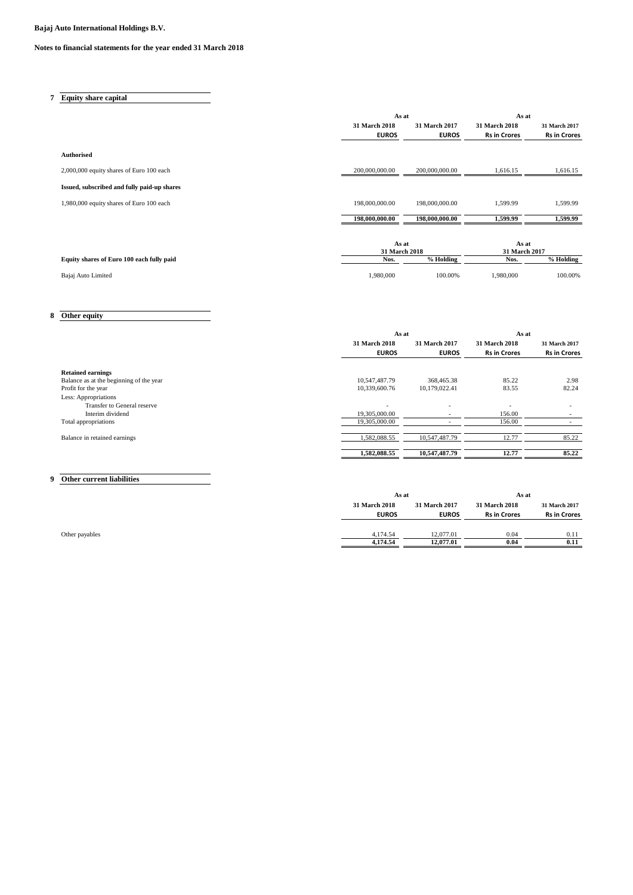**Bajaj Auto International Holdings B.V.**

**Notes to financial statements for the year ended 31 March 2018**

## 7 Equity share capital

| | As at | | As at | |
|---|---|---|---|---|
| | 31 March 2018 | 31 March 2017 | 31 March 2018 | 31 March 2017 |
| | EUROS | EUROS | Rs in Crores | Rs in Crores |
| **Authorised** | | | | |
| 2,000,000 equity shares of Euro 100 each | 200,000,000.00 | 200,000,000.00 | 1,616.15 | 1,616.15 |
| **Issued, subscribed and fully paid-up shares** | | | | |
| 1,980,000 equity shares of Euro 100 each | 198,000,000.00 | 198,000,000.00 | 1,599.99 | 1,599.99 |
| | **198,000,000.00** | **198,000,000.00** | **1,599.99** | **1,599.99** |

| | As at 31 March 2018 | | As at 31 March 2017 | |
|---|---|---|---|---|
| **Equity shares of Euro 100 each fully paid** | Nos. | % Holding | Nos. | % Holding |
| Bajaj Auto Limited | 1,980,000 | 100.00% | 1,980,000 | 100.00% |

## 8 Other equity

| | As at | | As at | |
|---|---|---|---|---|
| | 31 March 2018 | 31 March 2017 | 31 March 2018 | 31 March 2017 |
| | EUROS | EUROS | Rs in Crores | Rs in Crores |
| **Retained earnings** | | | | |
| Balance as at the beginning of the year | 10,547,487.79 | 368,465.38 | 85.22 | 2.98 |
| Profit for the year | 10,339,600.76 | 10,179,022.41 | 83.55 | 82.24 |
| Less: Appropriations | | | | |
| Transfer to General reserve | - | - | - | - |
| Interim dividend | 19,305,000.00 | - | 156.00 | - |
| Total appropriations | 19,305,000.00 | - | 156.00 | - |
| Balance in retained earnings | 1,582,088.55 | 10,547,487.79 | 12.77 | 85.22 |
| | **1,582,088.55** | **10,547,487.79** | **12.77** | **85.22** |

## 9 Other current liabilities

| | As at | | As at | |
|---|---|---|---|---|
| | 31 March 2018 | 31 March 2017 | 31 March 2018 | 31 March 2017 |
| | EUROS | EUROS | Rs in Crores | Rs in Crores |
| Other payables | 4,174.54 | 12,077.01 | 0.04 | 0.11 |
| | **4,174.54** | **12,077.01** | **0.04** | **0.11** |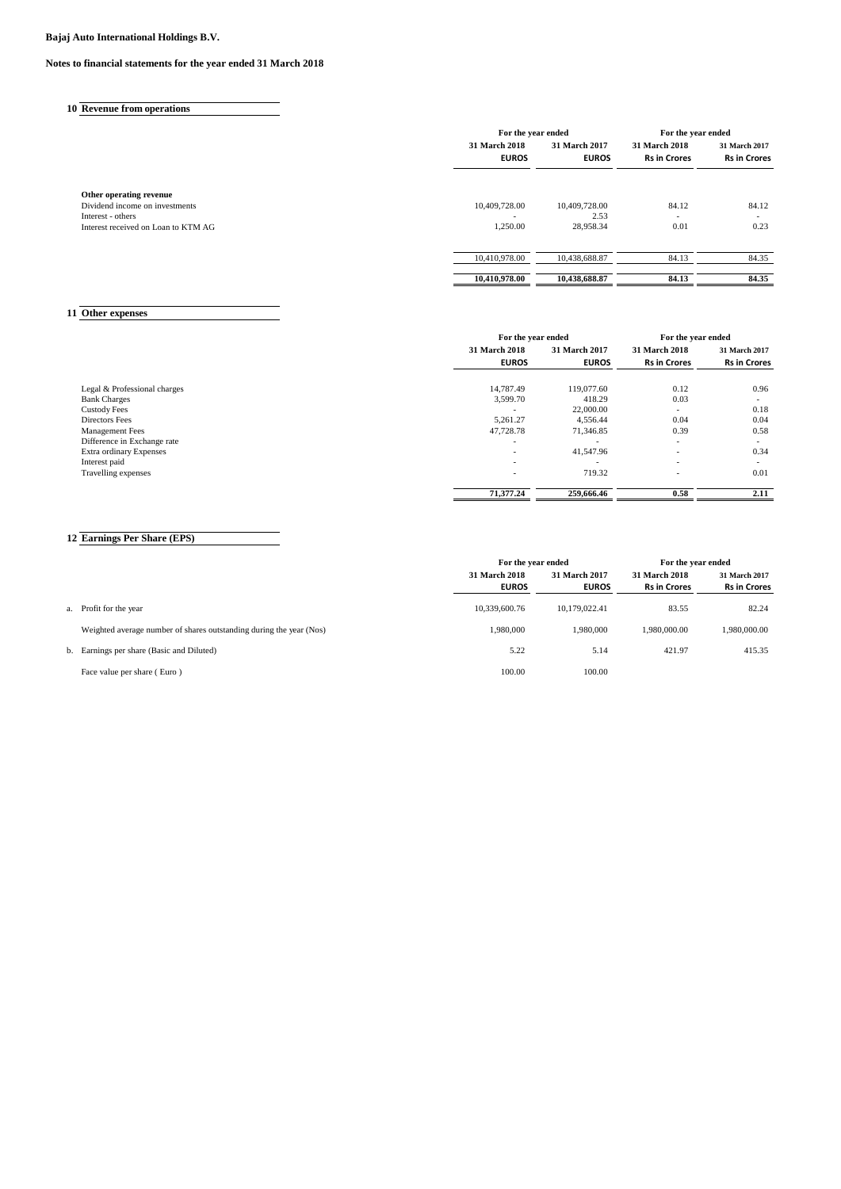**Bajaj Auto International Holdings B.V.**

**Notes to financial statements for the year ended 31 March 2018**

## 10 Revenue from operations

| | For the year ended | | For the year ended | |
|---|---|---|---|---|
| | 31 March 2018 | 31 March 2017 | 31 March 2018 | 31 March 2017 |
| | EUROS | EUROS | Rs in Crores | Rs in Crores |
| **Other operating revenue** | | | | |
| Dividend income on investments | 10,409,728.00 | 10,409,728.00 | 84.12 | 84.12 |
| Interest - others | - | 2.53 | - | - |
| Interest received on Loan to KTM AG | 1,250.00 | 28,958.34 | 0.01 | 0.23 |
| | 10,410,978.00 | 10,438,688.87 | 84.13 | 84.35 |
| | **10,410,978.00** | **10,438,688.87** | **84.13** | **84.35** |

## 11 Other expenses

| | For the year ended | | For the year ended | |
|---|---|---|---|---|
| | 31 March 2018 | 31 March 2017 | 31 March 2018 | 31 March 2017 |
| | EUROS | EUROS | Rs in Crores | Rs in Crores |
| Legal & Professional charges | 14,787.49 | 119,077.60 | 0.12 | 0.96 |
| Bank Charges | 3,599.70 | 418.29 | 0.03 | - |
| Custody Fees | - | 22,000.00 | - | 0.18 |
| Directors Fees | 5,261.27 | 4,556.44 | 0.04 | 0.04 |
| Management Fees | 47,728.78 | 71,346.85 | 0.39 | 0.58 |
| Difference in Exchange rate | - | - | - | - |
| Extra ordinary Expenses | - | 41,547.96 | - | 0.34 |
| Interest paid | - | - | - | - |
| Travelling expenses | - | 719.32 | - | 0.01 |
| | **71,377.24** | **259,666.46** | **0.58** | **2.11** |

## 12 Earnings Per Share (EPS)

| | | For the year ended | | For the year ended | |
|---|---|---|---|---|---|
| | | 31 March 2018 | 31 March 2017 | 31 March 2018 | 31 March 2017 |
| | | EUROS | EUROS | Rs in Crores | Rs in Crores |
| a. | Profit for the year | 10,339,600.76 | 10,179,022.41 | 83.55 | 82.24 |
| | Weighted average number of shares outstanding during the year (Nos) | 1,980,000 | 1,980,000 | 1,980,000.00 | 1,980,000.00 |
| b. | Earnings per share (Basic and Diluted) | 5.22 | 5.14 | 421.97 | 415.35 |
| | Face value per share ( Euro ) | 100.00 | 100.00 | | |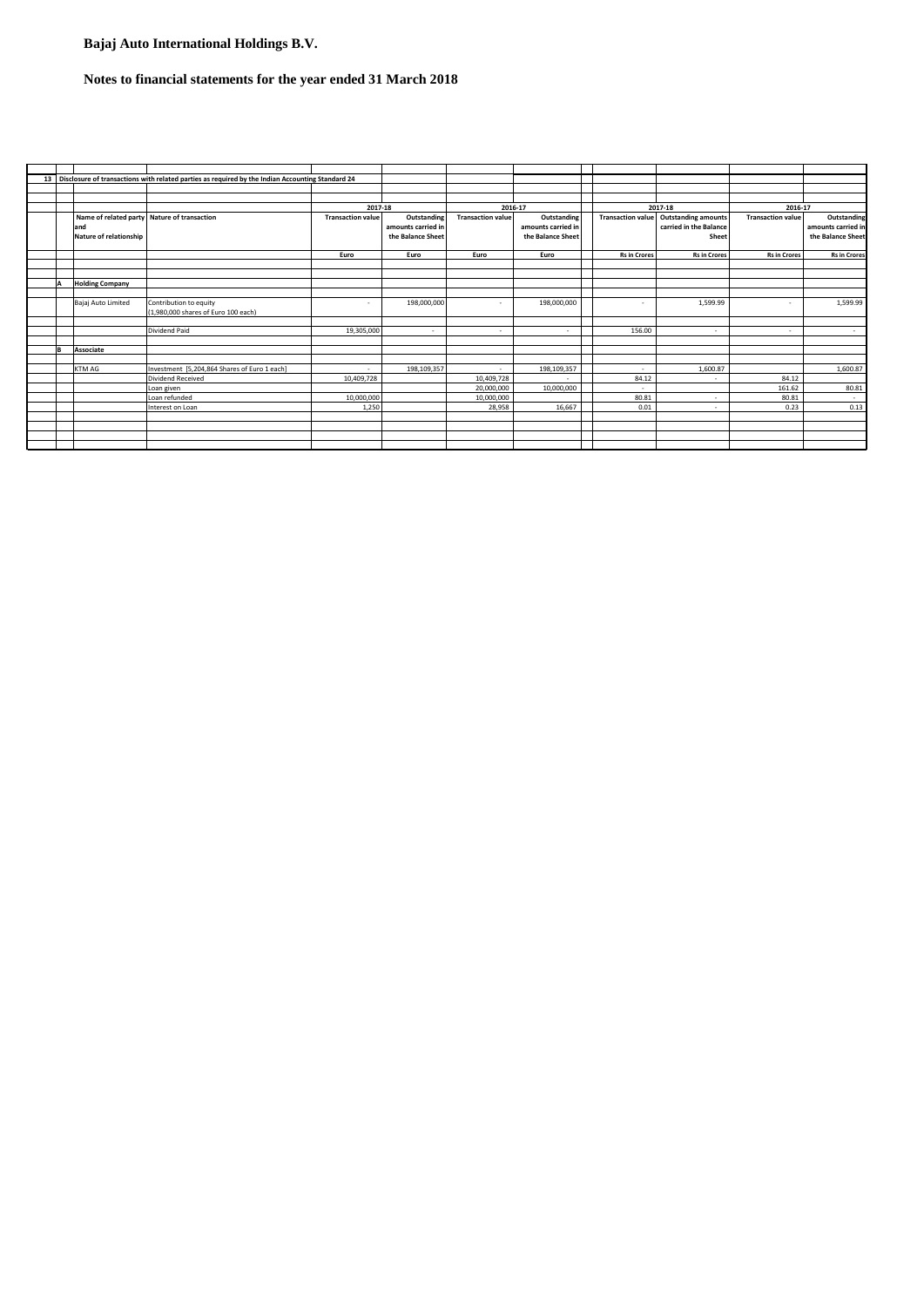# Bajaj Auto International Holdings B.V.

## Notes to financial statements for the year ended 31 March 2018

**13 Disclosure of transactions with related parties as required by the Indian Accounting Standard 24**

| Name of related party and Nature of relationship | Nature of transaction | 2017-18 | | 2016-17 | | 2017-18 | | 2016-17 | |
|---|---|---|---|---|---|---|---|---|---|
| | | Transaction value | Outstanding amounts carried in the Balance Sheet | Transaction value | Outstanding amounts carried in the Balance Sheet | Transaction value | Outstanding amounts carried in the Balance Sheet | Transaction value | Outstanding amounts carried in the Balance Sheet |
| | | Euro | Euro | Euro | Euro | Rs in Crores | Rs in Crores | Rs in Crores | Rs in Crores |
| **A Holding Company** | | | | | | | | | |
| Bajaj Auto Limited | Contribution to equity (1,980,000 shares of Euro 100 each) | - | 198,000,000 | - | 198,000,000 | - | 1,599.99 | - | 1,599.99 |
| | Dividend Paid | 19,305,000 | - | - | - | 156.00 | - | - | - |
| **B Associate** | | | | | | | | | |
| KTM AG | Investment [5,204,864 Shares of Euro 1 each] | - | 198,109,357 | - | 198,109,357 | - | 1,600.87 | | 1,600.87 |
| | Dividend Received | 10,409,728 | | 10,409,728 | - | 84.12 | - | 84.12 | |
| | Loan given | | | 20,000,000 | 10,000,000 | - | - | 161.62 | 80.81 |
| | Loan refunded | 10,000,000 | | 10,000,000 | | 80.81 | - | 80.81 | - |
| | Interest on Loan | 1,250 | | 28,958 | 16,667 | 0.01 | - | 0.23 | 0.13 |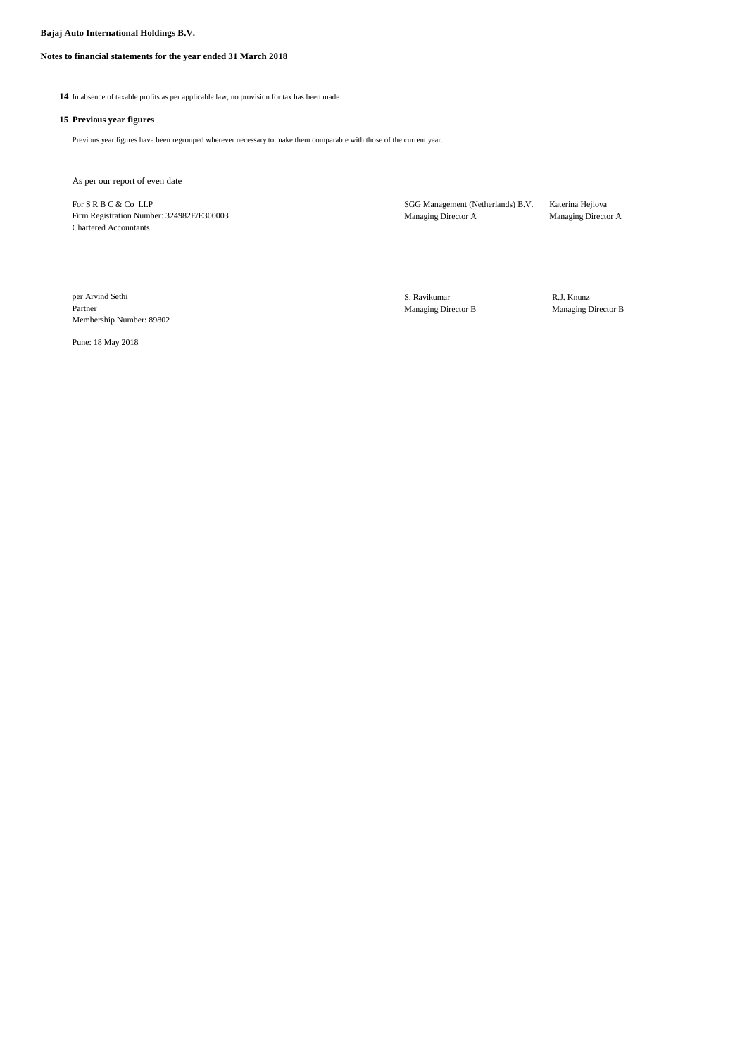**Bajaj Auto International Holdings B.V.**

**Notes to financial statements for the year ended 31 March 2018**

**14** In absence of taxable profits as per applicable law, no provision for tax has been made

**15 Previous year figures**

Previous year figures have been regrouped wherever necessary to make them comparable with those of the current year.

As per our report of even date

| | | |
|---|---|---|
| For S R B C & Co LLP<br>Firm Registration Number: 324982E/E300003<br>Chartered Accountants | SGG Management (Netherlands) B.V.<br>Managing Director A | Katerina Hejlova<br>Managing Director A |
| per Arvind Sethi<br>Partner<br>Membership Number: 89802 | S. Ravikumar<br>Managing Director B | R.J. Knunz<br>Managing Director B |

Pune: 18 May 2018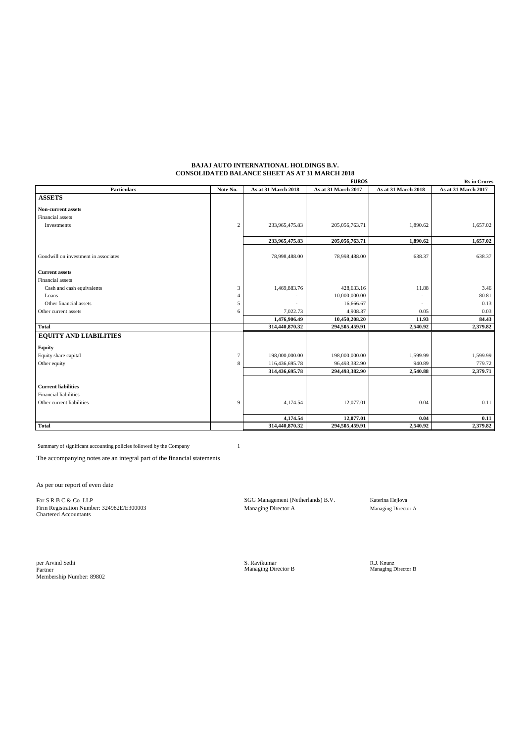# BAJAJ AUTO INTERNATIONAL HOLDINGS B.V.

## CONSOLIDATED BALANCE SHEET AS AT 31 MARCH 2018

| Particulars | Note No. | EUROS | | Rs in Crores | |
|---|---|---|---|---|---|
| | | As at 31 March 2018 | As at 31 March 2017 | As at 31 March 2018 | As at 31 March 2017 |
| **ASSETS** | | | | | |
| **Non-current assets** | | | | | |
| Financial assets | | | | | |
| Investments | 2 | 233,965,475.83 | 205,056,763.71 | 1,890.62 | 1,657.02 |
| | | **233,965,475.83** | **205,056,763.71** | **1,890.62** | **1,657.02** |
| Goodwill on investment in associates | | 78,998,488.00 | 78,998,488.00 | 638.37 | 638.37 |
| **Current assets** | | | | | |
| Financial assets | | | | | |
| Cash and cash equivalents | 3 | 1,469,883.76 | 428,633.16 | 11.88 | 3.46 |
| Loans | 4 | - | 10,000,000.00 | - | 80.81 |
| Other financial assets | 5 | - | 16,666.67 | - | 0.13 |
| Other current assets | 6 | 7,022.73 | 4,908.37 | 0.05 | 0.03 |
| | | **1,476,906.49** | **10,450,208.20** | **11.93** | **84.43** |
| **Total** | | **314,440,870.32** | **294,505,459.91** | **2,540.92** | **2,379.82** |
| **EQUITY AND LIABILITIES** | | | | | |
| **Equity** | | | | | |
| Equity share capital | 7 | 198,000,000.00 | 198,000,000.00 | 1,599.99 | 1,599.99 |
| Other equity | 8 | 116,436,695.78 | 96,493,382.90 | 940.89 | 779.72 |
| | | **314,436,695.78** | **294,493,382.90** | **2,540.88** | **2,379.71** |
| **Current liabilities** | | | | | |
| Financial liabilities | | | | | |
| Other current liabilities | 9 | 4,174.54 | 12,077.01 | 0.04 | 0.11 |
| | | **4,174.54** | **12,077.01** | **0.04** | **0.11** |
| **Total** | | **314,440,870.32** | **294,505,459.91** | **2,540.92** | **2,379.82** |

Summary of significant accounting policies followed by the Company 1

The accompanying notes are an integral part of the financial statements

As per our report of even date

For S R B C & Co LLP
Firm Registration Number: 324982E/E300003
Chartered Accountants

SGG Management (Netherlands) B.V.
Managing Director A

Katerina Hejlova
Managing Director A

per Arvind Sethi
Partner
Membership Number: 89802

S. Ravikumar
Managing Director B

R.J. Knunz
Managing Director B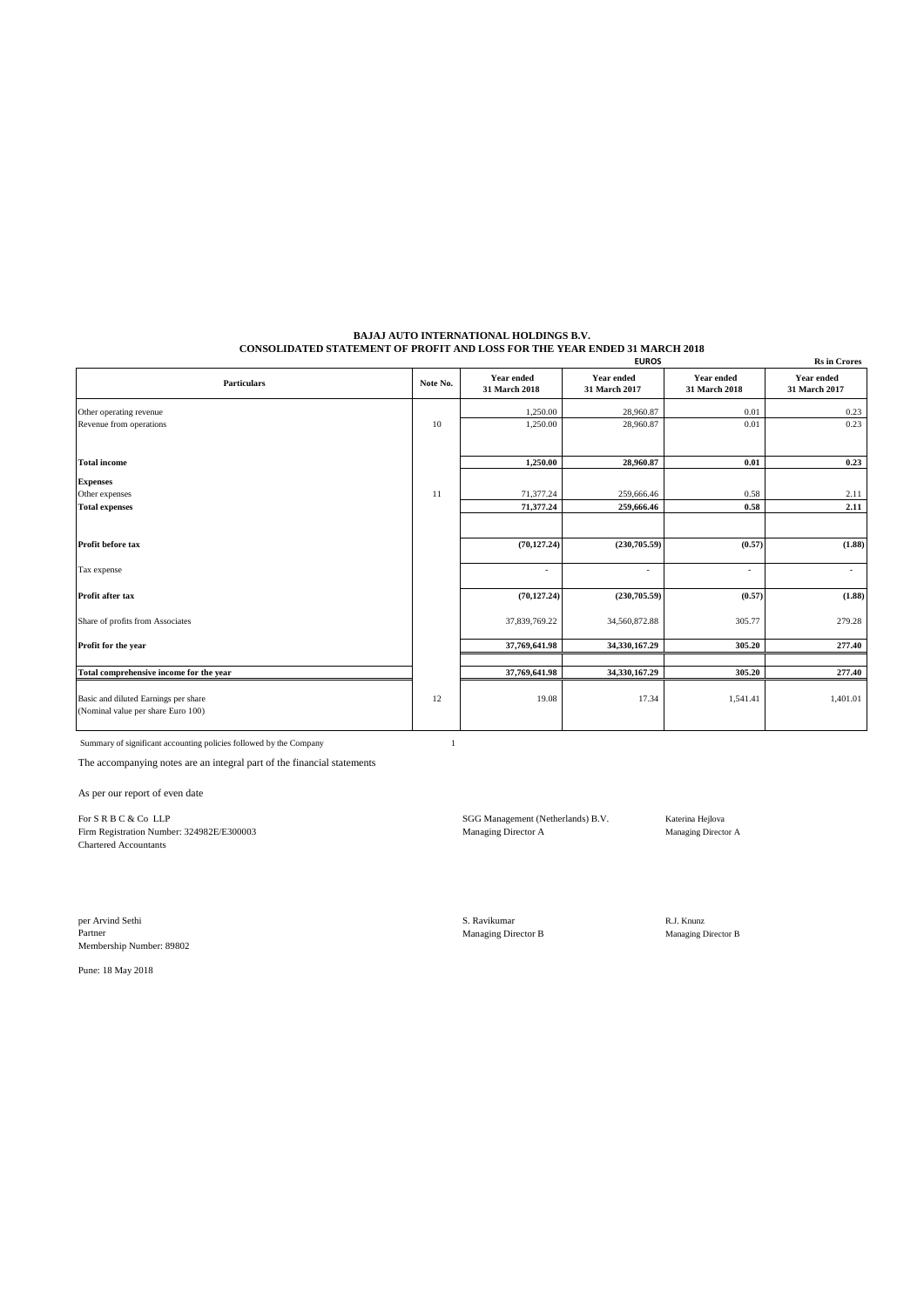**BAJAJ AUTO INTERNATIONAL HOLDINGS B.V.**
**CONSOLIDATED STATEMENT OF PROFIT AND LOSS FOR THE YEAR ENDED 31 MARCH 2018**

| Particulars | Note No. | EUROS | | Rs in Crores | |
|---|---|---|---|---|---|
| | | **Year ended 31 March 2018** | **Year ended 31 March 2017** | **Year ended 31 March 2018** | **Year ended 31 March 2017** |
| Other operating revenue | | 1,250.00 | 28,960.87 | 0.01 | 0.23 |
| Revenue from operations | 10 | 1,250.00 | 28,960.87 | 0.01 | 0.23 |
| **Total income** | | **1,250.00** | **28,960.87** | **0.01** | **0.23** |
| **Expenses** | | | | | |
| Other expenses | 11 | 71,377.24 | 259,666.46 | 0.58 | 2.11 |
| **Total expenses** | | **71,377.24** | **259,666.46** | **0.58** | **2.11** |
| **Profit before tax** | | **(70,127.24)** | **(230,705.59)** | **(0.57)** | **(1.88)** |
| Tax expense | | - | - | - | - |
| **Profit after tax** | | **(70,127.24)** | **(230,705.59)** | **(0.57)** | **(1.88)** |
| Share of profits from Associates | | 37,839,769.22 | 34,560,872.88 | 305.77 | 279.28 |
| **Profit for the year** | | **37,769,641.98** | **34,330,167.29** | **305.20** | **277.40** |
| **Total comprehensive income for the year** | | **37,769,641.98** | **34,330,167.29** | **305.20** | **277.40** |
| Basic and diluted Earnings per share (Nominal value per share Euro 100) | 12 | 19.08 | 17.34 | 1,541.41 | 1,401.01 |

Summary of significant accounting policies followed by the Company 1

The accompanying notes are an integral part of the financial statements

As per our report of even date

For S R B C & Co LLP
Firm Registration Number: 324982E/E300003
Chartered Accountants

SGG Management (Netherlands) B.V.
Managing Director A

Katerina Hejlova
Managing Director A

per Arvind Sethi
Partner
Membership Number: 89802

S. Ravikumar
Managing Director B

R.J. Knunz
Managing Director B

Pune: 18 May 2018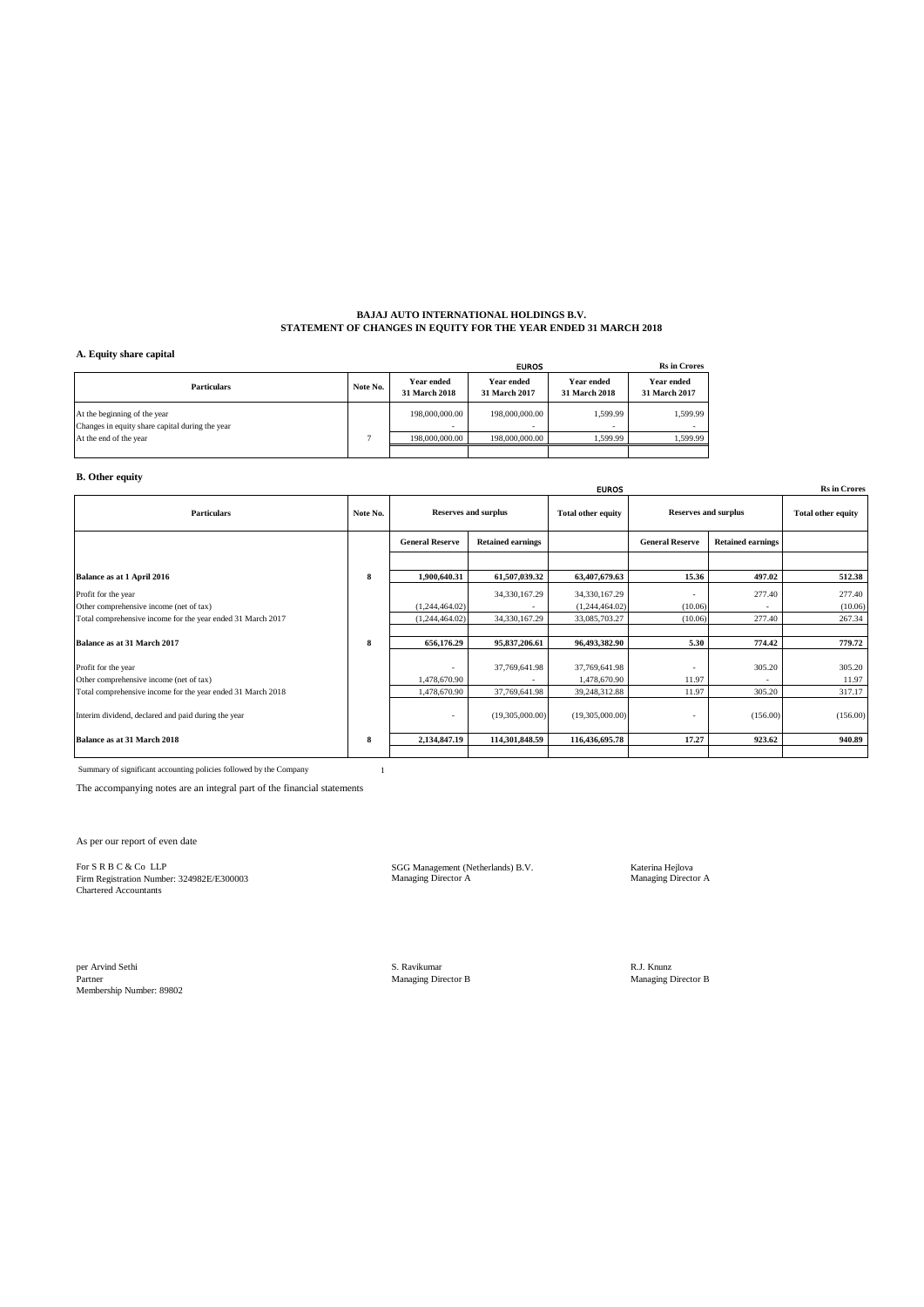# BAJAJ AUTO INTERNATIONAL HOLDINGS B.V.
## STATEMENT OF CHANGES IN EQUITY FOR THE YEAR ENDED 31 MARCH 2018

### A. Equity share capital

| Particulars | Note No. | EUROS | | Rs in Crores | |
|---|---|---|---|---|---|
| | | Year ended 31 March 2018 | Year ended 31 March 2017 | Year ended 31 March 2018 | Year ended 31 March 2017 |
| At the beginning of the year | | 198,000,000.00 | 198,000,000.00 | 1,599.99 | 1,599.99 |
| Changes in equity share capital during the year | | - | - | - | - |
| At the end of the year | 7 | 198,000,000.00 | 198,000,000.00 | 1,599.99 | 1,599.99 |

### B. Other equity

| Particulars | Note No. | EUROS | | | Rs in Crores | | |
|---|---|---|---|---|---|---|---|
| | | Reserves and surplus | | Total other equity | Reserves and surplus | | Total other equity |
| | | General Reserve | Retained earnings | | General Reserve | Retained earnings | |
| **Balance as at 1 April 2016** | **8** | **1,900,640.31** | **61,507,039.32** | **63,407,679.63** | **15.36** | **497.02** | **512.38** |
| Profit for the year | | | 34,330,167.29 | 34,330,167.29 | - | 277.40 | 277.40 |
| Other comprehensive income (net of tax) | | (1,244,464.02) | - | (1,244,464.02) | (10.06) | - | (10.06) |
| Total comprehensive income for the year ended 31 March 2017 | | (1,244,464.02) | 34,330,167.29 | 33,085,703.27 | (10.06) | 277.40 | 267.34 |
| **Balance as at 31 March 2017** | **8** | **656,176.29** | **95,837,206.61** | **96,493,382.90** | **5.30** | **774.42** | **779.72** |
| Profit for the year | | - | 37,769,641.98 | 37,769,641.98 | - | 305.20 | 305.20 |
| Other comprehensive income (net of tax) | | 1,478,670.90 | - | 1,478,670.90 | 11.97 | - | 11.97 |
| Total comprehensive income for the year ended 31 March 2018 | | 1,478,670.90 | 37,769,641.98 | 39,248,312.88 | 11.97 | 305.20 | 317.17 |
| Interim dividend, declared and paid during the year | | - | (19,305,000.00) | (19,305,000.00) | - | (156.00) | (156.00) |
| **Balance as at 31 March 2018** | **8** | **2,134,847.19** | **114,301,848.59** | **116,436,695.78** | **17.27** | **923.62** | **940.89** |

Summary of significant accounting policies followed by the Company 1

The accompanying notes are an integral part of the financial statements

As per our report of even date

For S R B C & Co LLP
Firm Registration Number: 324982E/E300003
Chartered Accountants

SGG Management (Netherlands) B.V.
Managing Director A

Katerina Hejlova
Managing Director A

per Arvind Sethi
Partner
Membership Number: 89802

S. Ravikumar
Managing Director B

R.J. Knunz
Managing Director B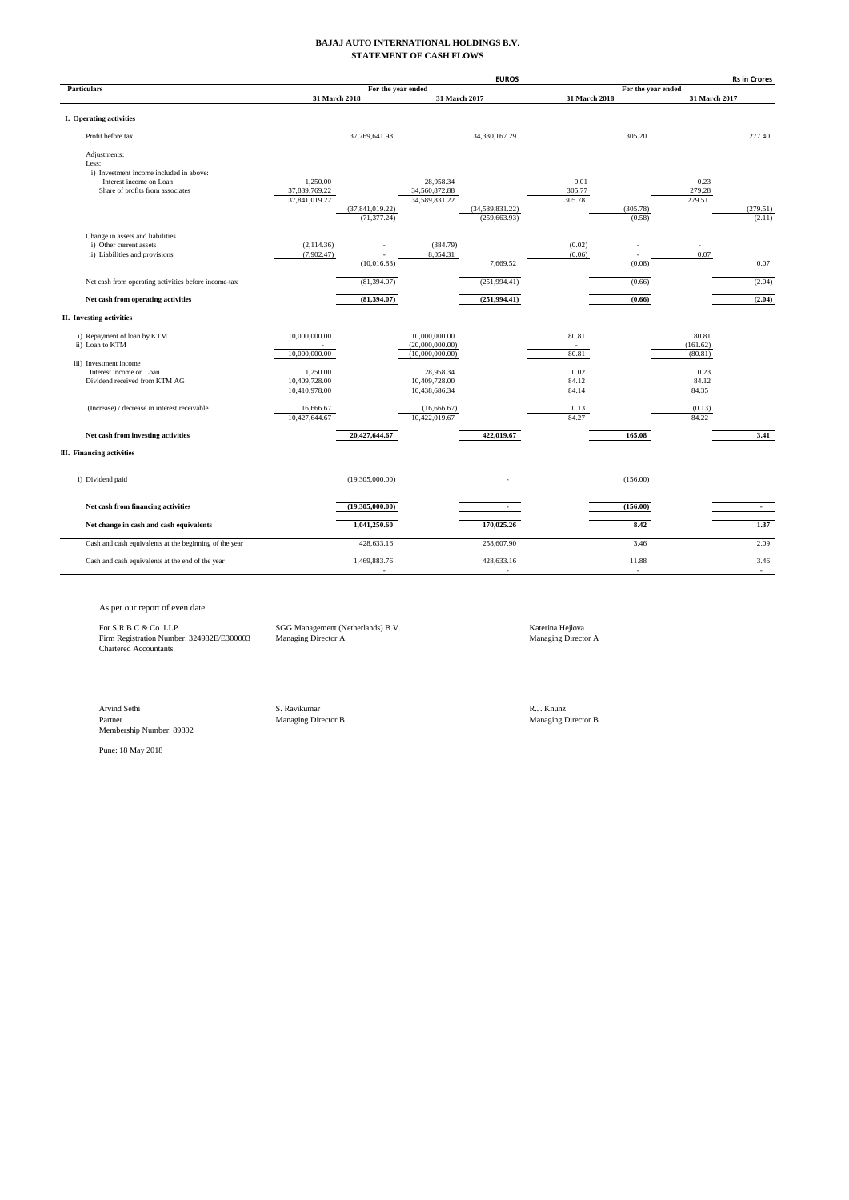# BAJAJ AUTO INTERNATIONAL HOLDINGS B.V.
## STATEMENT OF CASH FLOWS

| Particulars | EUROS For the year ended 31 March 2018 | | EUROS For the year ended 31 March 2017 | | Rs in Crores For the year ended 31 March 2018 | | Rs in Crores For the year ended 31 March 2017 | |
|---|---|---|---|---|---|---|---|---|
| **I. Operating activities** | | | | | | | | |
| Profit before tax | | 37,769,641.98 | | 34,330,167.29 | | 305.20 | | 277.40 |
| Adjustments: | | | | | | | | |
| Less: | | | | | | | | |
| i) Investment income included in above: | | | | | | | | |
| Interest income on Loan | 1,250.00 | | 28,958.34 | | 0.01 | | 0.23 | |
| Share of profits from associates | 37,839,769.22 | | 34,560,872.88 | | 305.77 | | 279.28 | |
| | 37,841,019.22 | | 34,589,831.22 | | 305.78 | | 279.51 | |
| | | (37,841,019.22) | | (34,589,831.22) | | (305.78) | | (279.51) |
| | | (71,377.24) | | (259,663.93) | | (0.58) | | (2.11) |
| Change in assets and liabilities | | | | | | | | |
| i) Other current assets | (2,114.36) | - | (384.79) | | (0.02) | - | - | |
| ii) Liabilities and provisions | (7,902.47) | - | 8,054.31 | | (0.06) | - | 0.07 | |
| | | (10,016.83) | | 7,669.52 | | (0.08) | | 0.07 |
| Net cash from operating activities before income-tax | | (81,394.07) | | (251,994.41) | | (0.66) | | (2.04) |
| **Net cash from operating activities** | | **(81,394.07)** | | **(251,994.41)** | | **(0.66)** | | **(2.04)** |
| **II. Investing activities** | | | | | | | | |
| i) Repayment of loan by KTM | 10,000,000.00 | | 10,000,000.00 | | 80.81 | | 80.81 | |
| ii) Loan to KTM | - | | (20,000,000.00) | | - | | (161.62) | |
| | 10,000,000.00 | | (10,000,000.00) | | 80.81 | | (80.81) | |
| iii) Investment income | | | | | | | | |
| Interest income on Loan | 1,250.00 | | 28,958.34 | | 0.02 | | 0.23 | |
| Dividend received from KTM AG | 10,409,728.00 | | 10,409,728.00 | | 84.12 | | 84.12 | |
| | 10,410,978.00 | | 10,438,686.34 | | 84.14 | | 84.35 | |
| (Increase) / decrease in interest receivable | 16,666.67 | | (16,666.67) | | 0.13 | | (0.13) | |
| | 10,427,644.67 | | 10,422,019.67 | | 84.27 | | 84.22 | |
| **Net cash from investing activities** | | **20,427,644.67** | | **422,019.67** | | **165.08** | | **3.41** |
| **III. Financing activities** | | | | | | | | |
| i) Dividend paid | | (19,305,000.00) | | - | | (156.00) | | |
| **Net cash from financing activities** | | **(19,305,000.00)** | | **-** | | **(156.00)** | | **-** |
| **Net change in cash and cash equivalents** | | **1,041,250.60** | | **170,025.26** | | **8.42** | | **1.37** |
| Cash and cash equivalents at the beginning of the year | | 428,633.16 | | 258,607.90 | | 3.46 | | 2.09 |
| Cash and cash equivalents at the end of the year | | 1,469,883.76 | | 428,633.16 | | 11.88 | | 3.46 |
| | | - | | - | | - | | - |

As per our report of even date

For S R B C & Co LLP
Firm Registration Number: 324982E/E300003
Chartered Accountants

SGG Management (Netherlands) B.V.
Managing Director A

Katerina Hejlova
Managing Director A

Arvind Sethi
Partner
Membership Number: 89802

S. Ravikumar
Managing Director B

R.J. Knunz
Managing Director B

Pune: 18 May 2018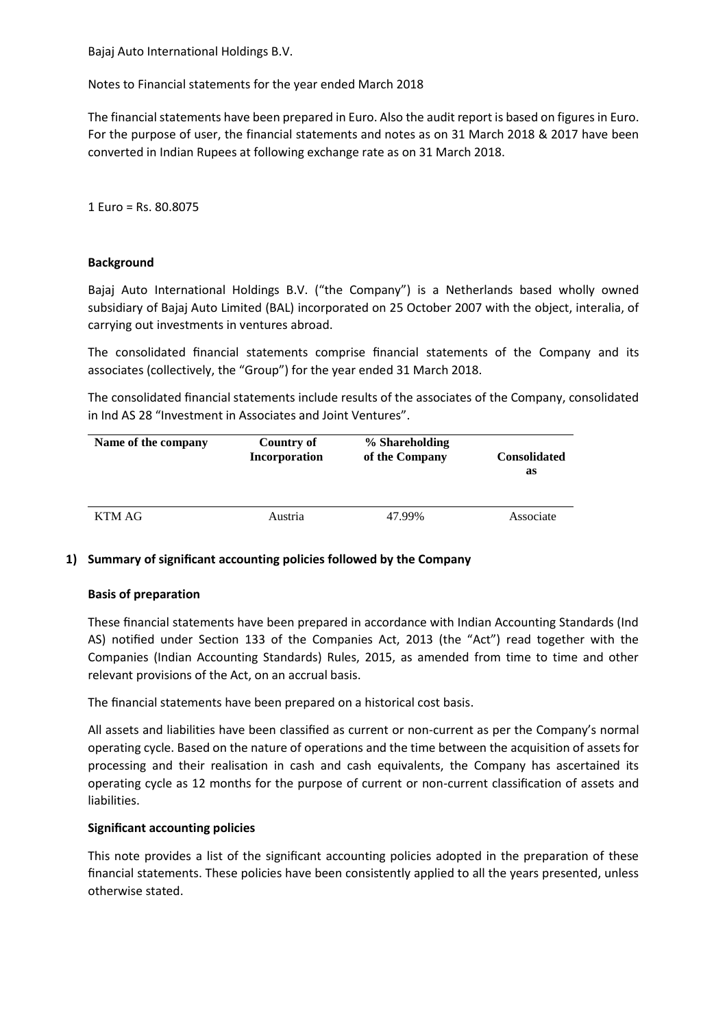Bajaj Auto International Holdings B.V.

Notes to Financial statements for the year ended March 2018

The financial statements have been prepared in Euro. Also the audit report is based on figures in Euro. For the purpose of user, the financial statements and notes as on 31 March 2018 & 2017 have been converted in Indian Rupees at following exchange rate as on 31 March 2018.

1 Euro = Rs. 80.8075

**Background**

Bajaj Auto International Holdings B.V. ("the Company") is a Netherlands based wholly owned subsidiary of Bajaj Auto Limited (BAL) incorporated on 25 October 2007 with the object, interalia, of carrying out investments in ventures abroad.

The consolidated financial statements comprise financial statements of the Company and its associates (collectively, the "Group") for the year ended 31 March 2018.

The consolidated financial statements include results of the associates of the Company, consolidated in Ind AS 28 "Investment in Associates and Joint Ventures".

| Name of the company | Country of Incorporation | % Shareholding of the Company | Consolidated as |
|---|---|---|---|
| KTM AG | Austria | 47.99% | Associate |

## 1) Summary of significant accounting policies followed by the Company

**Basis of preparation**

These financial statements have been prepared in accordance with Indian Accounting Standards (Ind AS) notified under Section 133 of the Companies Act, 2013 (the "Act") read together with the Companies (Indian Accounting Standards) Rules, 2015, as amended from time to time and other relevant provisions of the Act, on an accrual basis.

The financial statements have been prepared on a historical cost basis.

All assets and liabilities have been classified as current or non-current as per the Company's normal operating cycle. Based on the nature of operations and the time between the acquisition of assets for processing and their realisation in cash and cash equivalents, the Company has ascertained its operating cycle as 12 months for the purpose of current or non-current classification of assets and liabilities.

**Significant accounting policies**

This note provides a list of the significant accounting policies adopted in the preparation of these financial statements. These policies have been consistently applied to all the years presented, unless otherwise stated.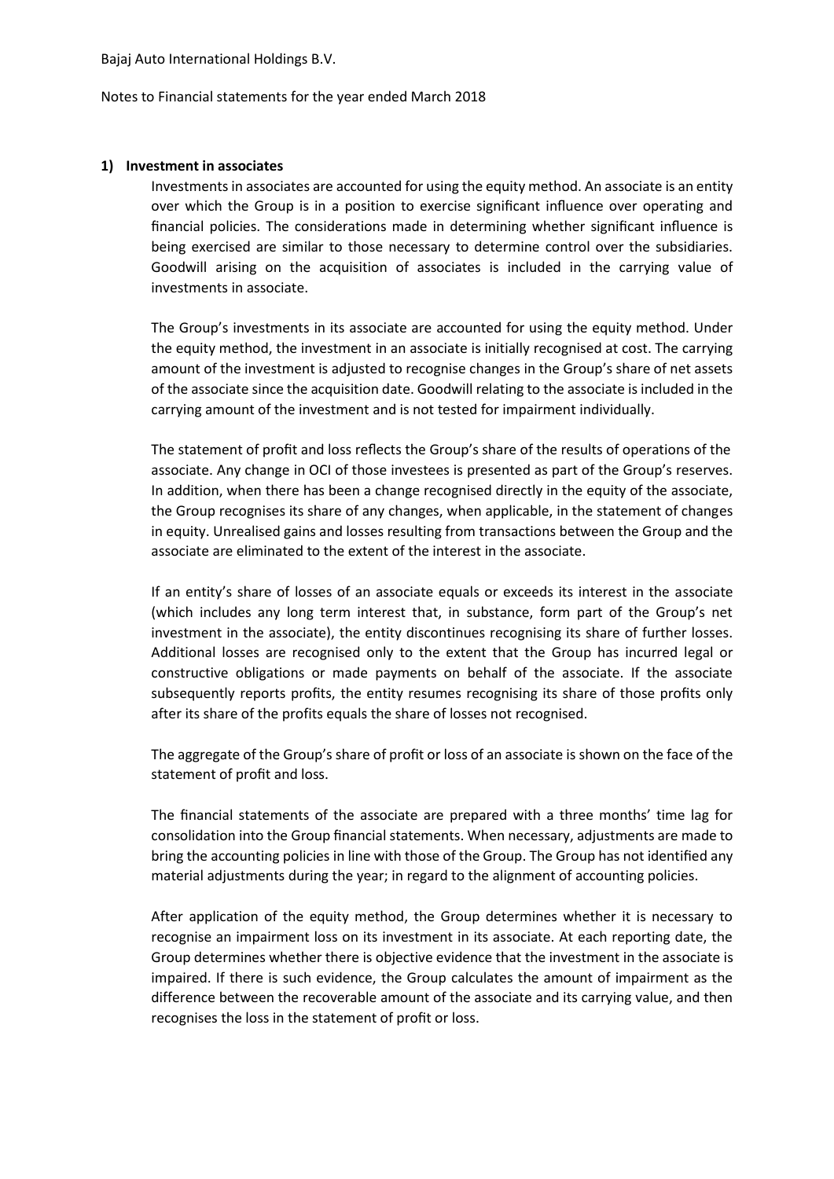Bajaj Auto International Holdings B.V.

Notes to Financial statements for the year ended March 2018

## 1) Investment in associates

Investments in associates are accounted for using the equity method. An associate is an entity over which the Group is in a position to exercise significant influence over operating and financial policies. The considerations made in determining whether significant influence is being exercised are similar to those necessary to determine control over the subsidiaries. Goodwill arising on the acquisition of associates is included in the carrying value of investments in associate.

The Group's investments in its associate are accounted for using the equity method. Under the equity method, the investment in an associate is initially recognised at cost. The carrying amount of the investment is adjusted to recognise changes in the Group's share of net assets of the associate since the acquisition date. Goodwill relating to the associate is included in the carrying amount of the investment and is not tested for impairment individually.

The statement of profit and loss reflects the Group's share of the results of operations of the associate. Any change in OCI of those investees is presented as part of the Group's reserves. In addition, when there has been a change recognised directly in the equity of the associate, the Group recognises its share of any changes, when applicable, in the statement of changes in equity. Unrealised gains and losses resulting from transactions between the Group and the associate are eliminated to the extent of the interest in the associate.

If an entity's share of losses of an associate equals or exceeds its interest in the associate (which includes any long term interest that, in substance, form part of the Group's net investment in the associate), the entity discontinues recognising its share of further losses. Additional losses are recognised only to the extent that the Group has incurred legal or constructive obligations or made payments on behalf of the associate. If the associate subsequently reports profits, the entity resumes recognising its share of those profits only after its share of the profits equals the share of losses not recognised.

The aggregate of the Group's share of profit or loss of an associate is shown on the face of the statement of profit and loss.

The financial statements of the associate are prepared with a three months' time lag for consolidation into the Group financial statements. When necessary, adjustments are made to bring the accounting policies in line with those of the Group. The Group has not identified any material adjustments during the year; in regard to the alignment of accounting policies.

After application of the equity method, the Group determines whether it is necessary to recognise an impairment loss on its investment in its associate. At each reporting date, the Group determines whether there is objective evidence that the investment in the associate is impaired. If there is such evidence, the Group calculates the amount of impairment as the difference between the recoverable amount of the associate and its carrying value, and then recognises the loss in the statement of profit or loss.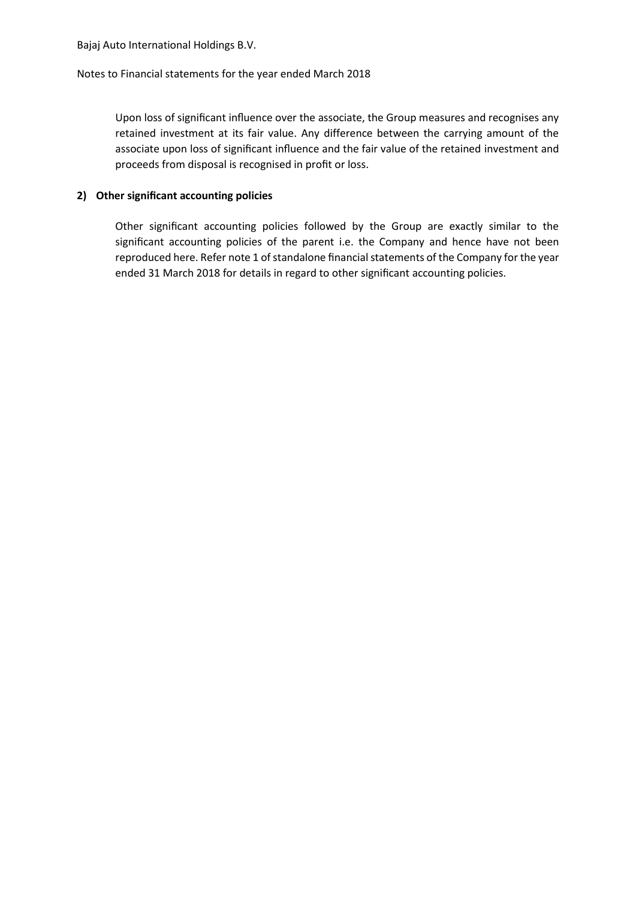Upon loss of significant influence over the associate, the Group measures and recognises any retained investment at its fair value. Any difference between the carrying amount of the associate upon loss of significant influence and the fair value of the retained investment and proceeds from disposal is recognised in profit or loss.

**2) Other significant accounting policies**

Other significant accounting policies followed by the Group are exactly similar to the significant accounting policies of the parent i.e. the Company and hence have not been reproduced here. Refer note 1 of standalone financial statements of the Company for the year ended 31 March 2018 for details in regard to other significant accounting policies.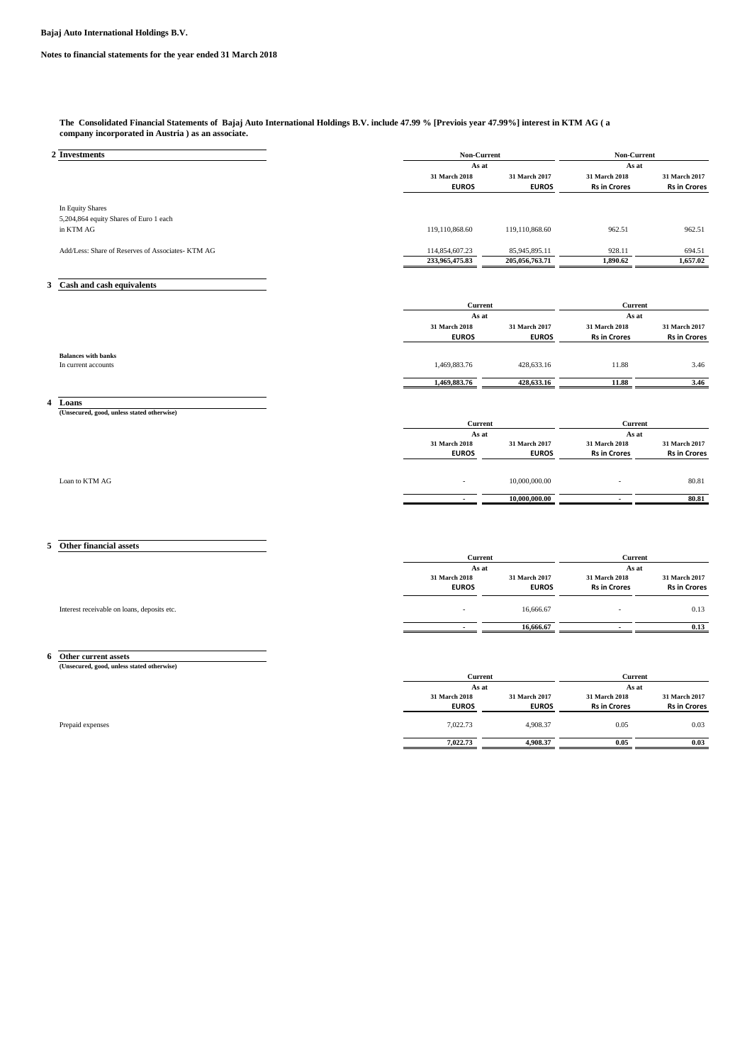**Bajaj Auto International Holdings B.V.**

**Notes to financial statements for the year ended 31 March 2018**

**The Consolidated Financial Statements of Bajaj Auto International Holdings B.V. include 47.99 % [Previois year 47.99%] interest in KTM AG ( a company incorporated in Austria ) as an associate.**

## 2 Investments

| | Non-Current | | Non-Current | |
|---|---|---|---|---|
| | As at | | As at | |
| | 31 March 2018 | 31 March 2017 | 31 March 2018 | 31 March 2017 |
| | EUROS | EUROS | Rs in Crores | Rs in Crores |
| In Equity Shares | | | | |
| 5,204,864 equity Shares of Euro 1 each | | | | |
| in KTM AG | 119,110,868.60 | 119,110,868.60 | 962.51 | 962.51 |
| Add/Less: Share of Reserves of Associates- KTM AG | 114,854,607.23 | 85,945,895.11 | 928.11 | 694.51 |
| | **233,965,475.83** | **205,056,763.71** | **1,890.62** | **1,657.02** |

## 3 Cash and cash equivalents

| | Current | | Current | |
|---|---|---|---|---|
| | As at | | As at | |
| | 31 March 2018 | 31 March 2017 | 31 March 2018 | 31 March 2017 |
| | EUROS | EUROS | Rs in Crores | Rs in Crores |
| **Balances with banks** | | | | |
| In current accounts | 1,469,883.76 | 428,633.16 | 11.88 | 3.46 |
| | **1,469,883.76** | **428,633.16** | **11.88** | **3.46** |

## 4 Loans

**(Unsecured, good, unless stated otherwise)**

| | Current | | Current | |
|---|---|---|---|---|
| | As at | | As at | |
| | 31 March 2018 | 31 March 2017 | 31 March 2018 | 31 March 2017 |
| | EUROS | EUROS | Rs in Crores | Rs in Crores |
| Loan to KTM AG | - | 10,000,000.00 | - | 80.81 |
| | **-** | **10,000,000.00** | **-** | **80.81** |

## 5 Other financial assets

| | Current | | Current | |
|---|---|---|---|---|
| | As at | | As at | |
| | 31 March 2018 | 31 March 2017 | 31 March 2018 | 31 March 2017 |
| | EUROS | EUROS | Rs in Crores | Rs in Crores |
| Interest receivable on loans, deposits etc. | - | 16,666.67 | - | 0.13 |
| | **-** | **16,666.67** | **-** | **0.13** |

## 6 Other current assets

**(Unsecured, good, unless stated otherwise)**

| | Current | | Current | |
|---|---|---|---|---|
| | As at | | As at | |
| | 31 March 2018 | 31 March 2017 | 31 March 2018 | 31 March 2017 |
| | EUROS | EUROS | Rs in Crores | Rs in Crores |
| Prepaid expenses | 7,022.73 | 4,908.37 | 0.05 | 0.03 |
| | **7,022.73** | **4,908.37** | **0.05** | **0.03** |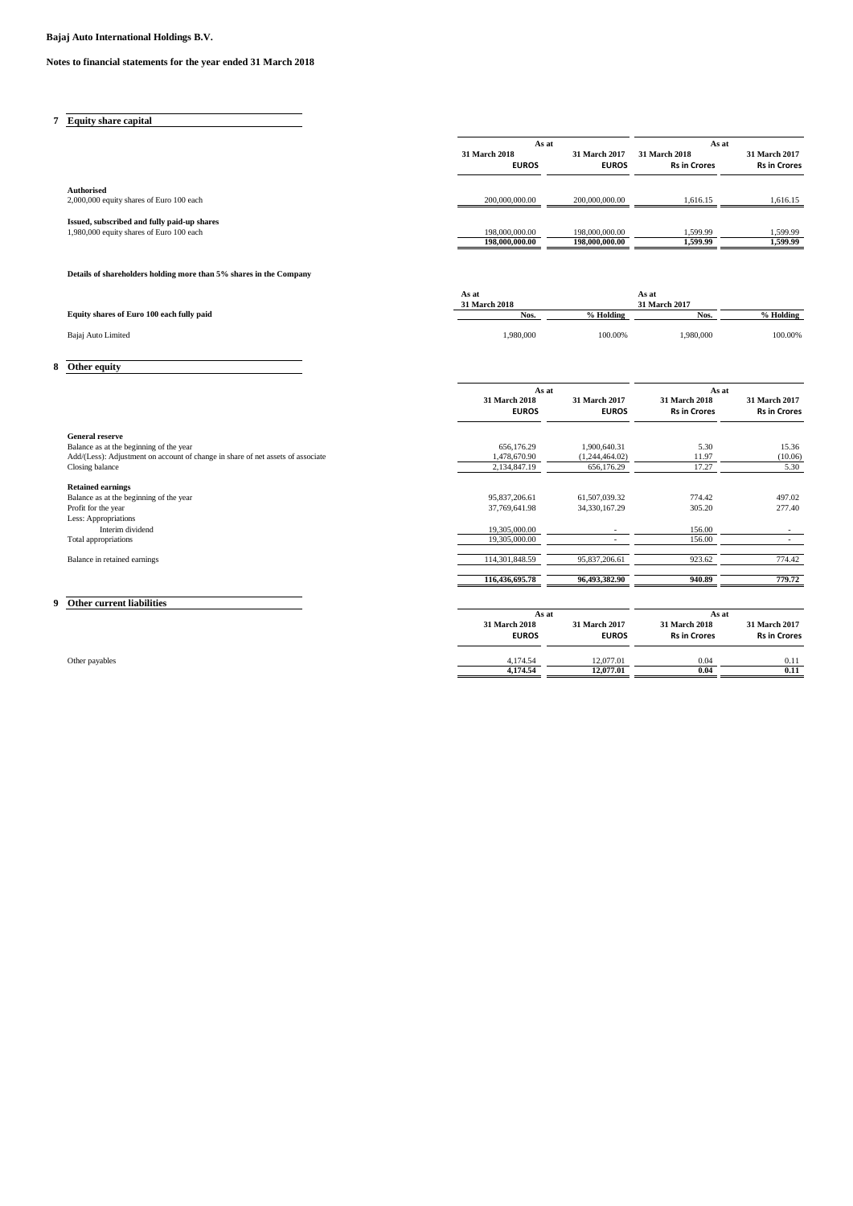**Bajaj Auto International Holdings B.V.**

**Notes to financial statements for the year ended 31 March 2018**

## 7 Equity share capital

| | As at | | As at | |
|---|---|---|---|---|
| | 31 March 2018 EUROS | 31 March 2017 EUROS | 31 March 2018 Rs in Crores | 31 March 2017 Rs in Crores |
| **Authorised** | | | | |
| 2,000,000 equity shares of Euro 100 each | 200,000,000.00 | 200,000,000.00 | 1,616.15 | 1,616.15 |
| **Issued, subscribed and fully paid-up shares** | | | | |
| 1,980,000 equity shares of Euro 100 each | 198,000,000.00 | 198,000,000.00 | 1,599.99 | 1,599.99 |
| | **198,000,000.00** | **198,000,000.00** | **1,599.99** | **1,599.99** |

**Details of shareholders holding more than 5% shares in the Company**

| | As at 31 March 2018 | | As at 31 March 2017 | |
|---|---|---|---|---|
| **Equity shares of Euro 100 each fully paid** | **Nos.** | **% Holding** | **Nos.** | **% Holding** |
| Bajaj Auto Limited | 1,980,000 | 100.00% | 1,980,000 | 100.00% |

## 8 Other equity

| | As at | | As at | |
|---|---|---|---|---|
| | 31 March 2018 EUROS | 31 March 2017 EUROS | 31 March 2018 Rs in Crores | 31 March 2017 Rs in Crores |
| **General reserve** | | | | |
| Balance as at the beginning of the year | 656,176.29 | 1,900,640.31 | 5.30 | 15.36 |
| Add/(Less): Adjustment on account of change in share of net assets of associate | 1,478,670.90 | (1,244,464.02) | 11.97 | (10.06) |
| Closing balance | 2,134,847.19 | 656,176.29 | 17.27 | 5.30 |
| **Retained earnings** | | | | |
| Balance as at the beginning of the year | 95,837,206.61 | 61,507,039.32 | 774.42 | 497.02 |
| Profit for the year | 37,769,641.98 | 34,330,167.29 | 305.20 | 277.40 |
| Less: Appropriations | | | | |
| Interim dividend | 19,305,000.00 | - | 156.00 | - |
| Total appropriations | 19,305,000.00 | - | 156.00 | - |
| Balance in retained earnings | 114,301,848.59 | 95,837,206.61 | 923.62 | 774.42 |
| | **116,436,695.78** | **96,493,382.90** | **940.89** | **779.72** |

## 9 Other current liabilities

| | As at | | As at | |
|---|---|---|---|---|
| | 31 March 2018 EUROS | 31 March 2017 EUROS | 31 March 2018 Rs in Crores | 31 March 2017 Rs in Crores |
| Other payables | 4,174.54 | 12,077.01 | 0.04 | 0.11 |
| | **4,174.54** | **12,077.01** | **0.04** | **0.11** |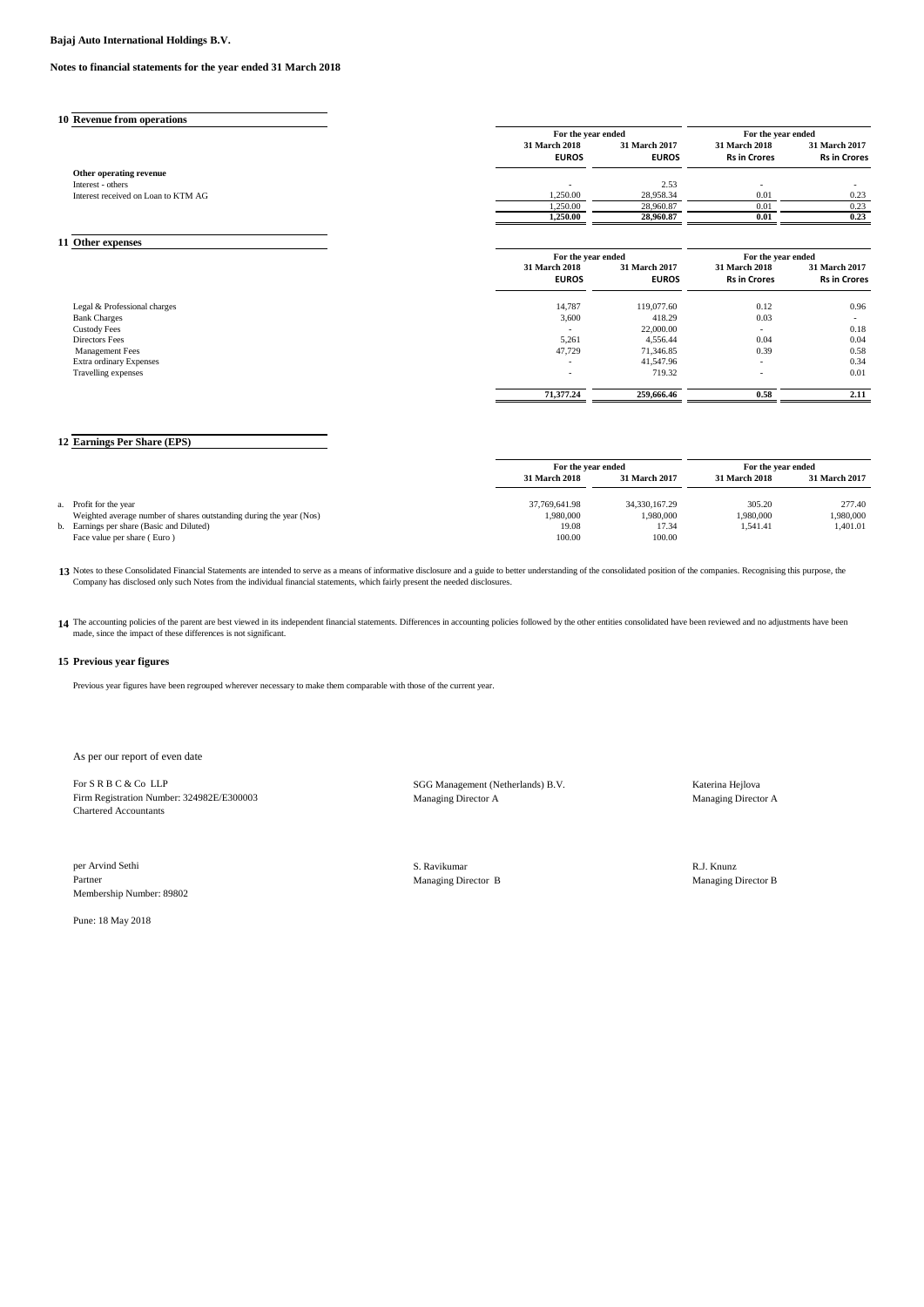**Bajaj Auto International Holdings B.V.**

**Notes to financial statements for the year ended 31 March 2018**

## 10 Revenue from operations

| | For the year ended | | For the year ended | |
|---|---|---|---|---|
| | 31 March 2018 | 31 March 2017 | 31 March 2018 | 31 March 2017 |
| | EUROS | EUROS | Rs in Crores | Rs in Crores |
| **Other operating revenue** | | | | |
| Interest - others | - | 2.53 | - | - |
| Interest received on Loan to KTM AG | 1,250.00 | 28,958.34 | 0.01 | 0.23 |
| | 1,250.00 | 28,960.87 | 0.01 | 0.23 |
| | **1,250.00** | **28,960.87** | **0.01** | **0.23** |

## 11 Other expenses

| | For the year ended | | For the year ended | |
|---|---|---|---|---|
| | 31 March 2018 | 31 March 2017 | 31 March 2018 | 31 March 2017 |
| | EUROS | EUROS | Rs in Crores | Rs in Crores |
| Legal & Professional charges | 14,787 | 119,077.60 | 0.12 | 0.96 |
| Bank Charges | 3,600 | 418.29 | 0.03 | - |
| Custody Fees | - | 22,000.00 | - | 0.18 |
| Directors Fees | 5,261 | 4,556.44 | 0.04 | 0.04 |
| Management Fees | 47,729 | 71,346.85 | 0.39 | 0.58 |
| Extra ordinary Expenses | - | 41,547.96 | - | 0.34 |
| Travelling expenses | - | 719.32 | - | 0.01 |
| | **71,377.24** | **259,666.46** | **0.58** | **2.11** |

## 12 Earnings Per Share (EPS)

| | | For the year ended | | For the year ended | |
|---|---|---|---|---|---|
| | | 31 March 2018 | 31 March 2017 | 31 March 2018 | 31 March 2017 |
| a. | Profit for the year | 37,769,641.98 | 34,330,167.29 | 305.20 | 277.40 |
| | Weighted average number of shares outstanding during the year (Nos) | 1,980,000 | 1,980,000 | 1,980,000 | 1,980,000 |
| b. | Earnings per share (Basic and Diluted) | 19.08 | 17.34 | 1,541.41 | 1,401.01 |
| | Face value per share ( Euro ) | 100.00 | 100.00 | | |

**13** Notes to these Consolidated Financial Statements are intended to serve as a means of informative disclosure and a guide to better understanding of the consolidated position of the companies. Recognising this purpose, the Company has disclosed only such Notes from the individual financial statements, which fairly present the needed disclosures.

**14** The accounting policies of the parent are best viewed in its independent financial statements. Differences in accounting policies followed by the other entities consolidated have been reviewed and no adjustments have been made, since the impact of these differences is not significant.

## 15 Previous year figures

Previous year figures have been regrouped wherever necessary to make them comparable with those of the current year.

As per our report of even date

For S R B C & Co LLP
Firm Registration Number: 324982E/E300003
Chartered Accountants

SGG Management (Netherlands) B.V.
Managing Director A

Katerina Hejlova
Managing Director A

per Arvind Sethi
Partner
Membership Number: 89802

S. Ravikumar
Managing Director B

R.J. Knunz
Managing Director B

Pune: 18 May 2018